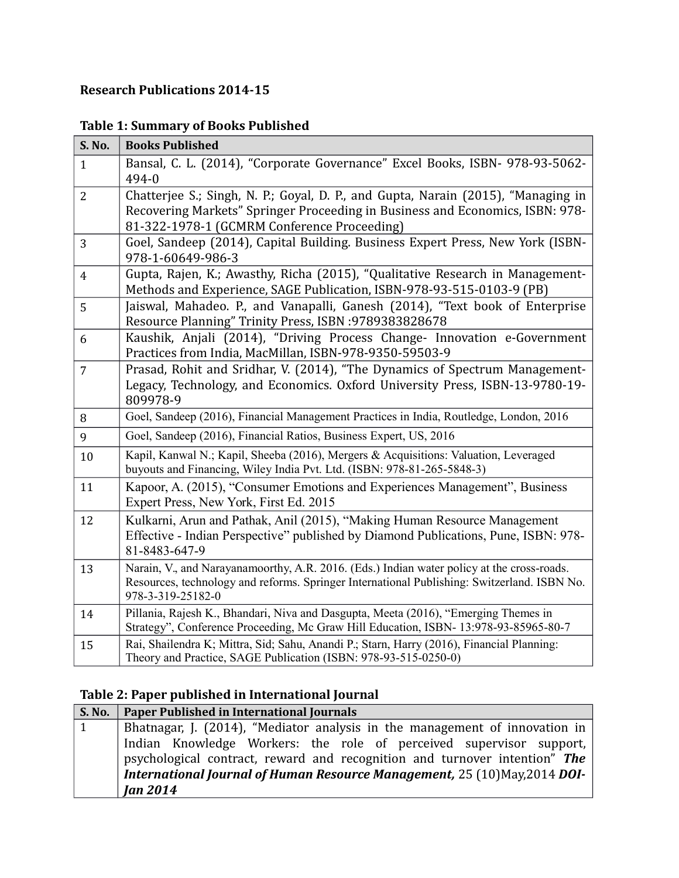**Research Publications 2014-15**

**Table 1: Summary of Books Published**

| S. No. | Books Published |
|---|---|
| 1 | Bansal, C. L. (2014), "Corporate Governance" Excel Books, ISBN- 978-93-5062-494-0 |
| 2 | Chatterjee S.; Singh, N. P.; Goyal, D. P., and Gupta, Narain (2015), "Managing in Recovering Markets" Springer Proceeding in Business and Economics, ISBN: 978-81-322-1978-1 (GCMRM Conference Proceeding) |
| 3 | Goel, Sandeep (2014), Capital Building. Business Expert Press, New York (ISBN-978-1-60649-986-3 |
| 4 | Gupta, Rajen, K.; Awasthy, Richa (2015), "Qualitative Research in Management-Methods and Experience, SAGE Publication, ISBN-978-93-515-0103-9 (PB) |
| 5 | Jaiswal, Mahadeo. P., and Vanapalli, Ganesh (2014), "Text book of Enterprise Resource Planning" Trinity Press, ISBN :9789383828678 |
| 6 | Kaushik, Anjali (2014), "Driving Process Change- Innovation e-Government Practices from India, MacMillan, ISBN-978-9350-59503-9 |
| 7 | Prasad, Rohit and Sridhar, V. (2014), "The Dynamics of Spectrum Management-Legacy, Technology, and Economics. Oxford University Press, ISBN-13-9780-19-809978-9 |
| 8 | Goel, Sandeep (2016), Financial Management Practices in India, Routledge, London, 2016 |
| 9 | Goel, Sandeep (2016), Financial Ratios, Business Expert, US, 2016 |
| 10 | Kapil, Kanwal N.; Kapil, Sheeba (2016), Mergers & Acquisitions: Valuation, Leveraged buyouts and Financing, Wiley India Pvt. Ltd. (ISBN: 978-81-265-5848-3) |
| 11 | Kapoor, A. (2015), "Consumer Emotions and Experiences Management", Business Expert Press, New York, First Ed. 2015 |
| 12 | Kulkarni, Arun and Pathak, Anil (2015), "Making Human Resource Management Effective - Indian Perspective" published by Diamond Publications, Pune, ISBN: 978-81-8483-647-9 |
| 13 | Narain, V., and Narayanamoorthy, A.R. 2016. (Eds.) Indian water policy at the cross-roads. Resources, technology and reforms. Springer International Publishing: Switzerland. ISBN No. 978-3-319-25182-0 |
| 14 | Pillania, Rajesh K., Bhandari, Niva and Dasgupta, Meeta (2016), "Emerging Themes in Strategy", Conference Proceeding, Mc Graw Hill Education, ISBN- 13:978-93-85965-80-7 |
| 15 | Rai, Shailendra K; Mittra, Sid; Sahu, Anandi P.; Starn, Harry (2016), Financial Planning: Theory and Practice, SAGE Publication (ISBN: 978-93-515-0250-0) |

**Table 2: Paper published in International Journal**

| S. No. | Paper Published in International Journals |
|---|---|
| 1 | Bhatnagar, J. (2014), "Mediator analysis in the management of innovation in Indian Knowledge Workers: the role of perceived supervisor support, psychological contract, reward and recognition and turnover intention" ***The International Journal of Human Resource Management,*** 25 (10)May,2014 ***DOI-Jan 2014*** |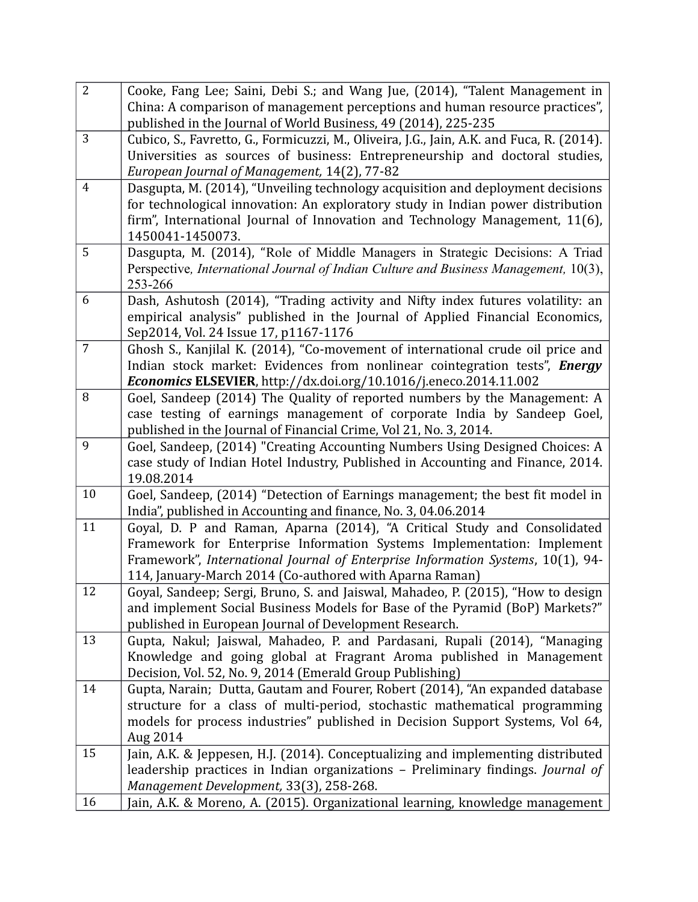| | |
|---|---|
| 2 | Cooke, Fang Lee; Saini, Debi S.; and Wang Jue, (2014), "Talent Management in China: A comparison of management perceptions and human resource practices", published in the Journal of World Business, 49 (2014), 225-235 |
| 3 | Cubico, S., Favretto, G., Formicuzzi, M., Oliveira, J.G., Jain, A.K. and Fuca, R. (2014). Universities as sources of business: Entrepreneurship and doctoral studies, *European Journal of Management,* 14(2), 77-82 |
| 4 | Dasgupta, M. (2014), "Unveiling technology acquisition and deployment decisions for technological innovation: An exploratory study in Indian power distribution firm", International Journal of Innovation and Technology Management, 11(6), 1450041-1450073. |
| 5 | Dasgupta, M. (2014), "Role of Middle Managers in Strategic Decisions: A Triad Perspective, *International Journal of Indian Culture and Business Management,* 10(3), 253-266 |
| 6 | Dash, Ashutosh (2014), "Trading activity and Nifty index futures volatility: an empirical analysis" published in the Journal of Applied Financial Economics, Sep2014, Vol. 24 Issue 17, p1167-1176 |
| 7 | Ghosh S., Kanjilal K. (2014), "Co-movement of international crude oil price and Indian stock market: Evidences from nonlinear cointegration tests", ***Energy Economics*** **ELSEVIER**, http://dx.doi.org/10.1016/j.eneco.2014.11.002 |
| 8 | Goel, Sandeep (2014) The Quality of reported numbers by the Management: A case testing of earnings management of corporate India by Sandeep Goel, published in the Journal of Financial Crime, Vol 21, No. 3, 2014. |
| 9 | Goel, Sandeep, (2014) "Creating Accounting Numbers Using Designed Choices: A case study of Indian Hotel Industry, Published in Accounting and Finance, 2014. 19.08.2014 |
| 10 | Goel, Sandeep, (2014) "Detection of Earnings management; the best fit model in India", published in Accounting and finance, No. 3, 04.06.2014 |
| 11 | Goyal, D. P and Raman, Aparna (2014), "A Critical Study and Consolidated Framework for Enterprise Information Systems Implementation: Implement Framework", *International Journal of Enterprise Information Systems*, 10(1), 94-114, January-March 2014 (Co-authored with Aparna Raman) |
| 12 | Goyal, Sandeep; Sergi, Bruno, S. and Jaiswal, Mahadeo, P. (2015), "How to design and implement Social Business Models for Base of the Pyramid (BoP) Markets?" published in European Journal of Development Research. |
| 13 | Gupta, Nakul; Jaiswal, Mahadeo, P. and Pardasani, Rupali (2014), "Managing Knowledge and going global at Fragrant Aroma published in Management Decision, Vol. 52, No. 9, 2014 (Emerald Group Publishing) |
| 14 | Gupta, Narain; Dutta, Gautam and Fourer, Robert (2014), "An expanded database structure for a class of multi-period, stochastic mathematical programming models for process industries" published in Decision Support Systems, Vol 64, Aug 2014 |
| 15 | Jain, A.K. & Jeppesen, H.J. (2014). Conceptualizing and implementing distributed leadership practices in Indian organizations – Preliminary findings. *Journal of Management Development,* 33(3), 258-268. |
| 16 | Jain, A.K. & Moreno, A. (2015). Organizational learning, knowledge management |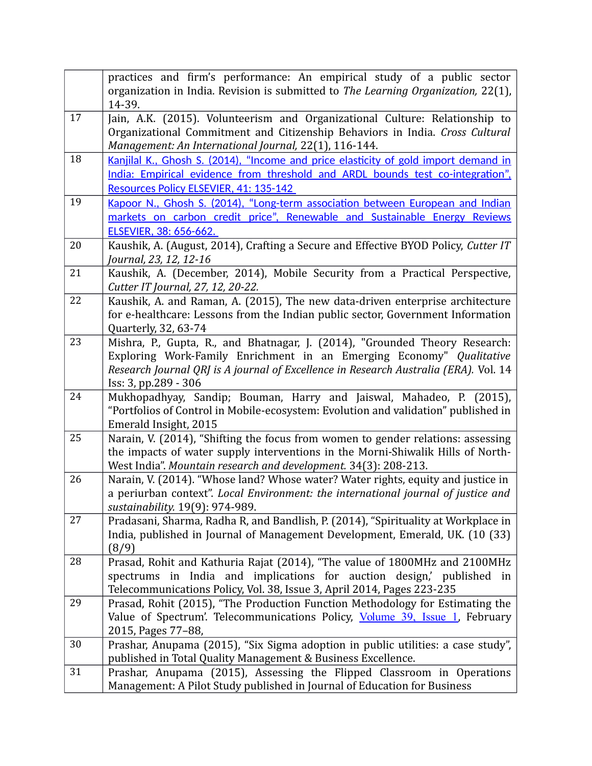| | |
|---|---|
| | practices and firm's performance: An empirical study of a public sector organization in India. Revision is submitted to *The Learning Organization,* 22(1), 14-39. |
| 17 | Jain, A.K. (2015). Volunteerism and Organizational Culture: Relationship to Organizational Commitment and Citizenship Behaviors in India. *Cross Cultural Management: An International Journal,* 22(1), 116-144. |
| 18 | Kanjilal K., Ghosh S. (2014), "Income and price elasticity of gold import demand in India: Empirical evidence from threshold and ARDL bounds test co-integration", Resources Policy ELSEVIER, 41: 135-142 |
| 19 | Kapoor N., Ghosh S. (2014), "Long-term association between European and Indian markets on carbon credit price", Renewable and Sustainable Energy Reviews ELSEVIER, 38: 656-662. |
| 20 | Kaushik, A. (August, 2014), Crafting a Secure and Effective BYOD Policy, *Cutter IT Journal, 23, 12, 12-16* |
| 21 | Kaushik, A. (December, 2014), Mobile Security from a Practical Perspective, *Cutter IT Journal, 27, 12, 20-22.* |
| 22 | Kaushik, A. and Raman, A. (2015), The new data-driven enterprise architecture for e-healthcare: Lessons from the Indian public sector, Government Information Quarterly, 32, 63-74 |
| 23 | Mishra, P., Gupta, R., and Bhatnagar, J. (2014), "Grounded Theory Research: Exploring Work-Family Enrichment in an Emerging Economy" *Qualitative Research Journal QRJ is A journal of Excellence in Research Australia (ERA).* Vol. 14 Iss: 3, pp.289 - 306 |
| 24 | Mukhopadhyay, Sandip; Bouman, Harry and Jaiswal, Mahadeo, P. (2015), "Portfolios of Control in Mobile-ecosystem: Evolution and validation" published in Emerald Insight, 2015 |
| 25 | Narain, V. (2014), "Shifting the focus from women to gender relations: assessing the impacts of water supply interventions in the Morni-Shiwalik Hills of North-West India". *Mountain research and development.* 34(3): 208-213. |
| 26 | Narain, V. (2014). "Whose land? Whose water? Water rights, equity and justice in a periurban context". *Local Environment: the international journal of justice and sustainability.* 19(9): 974-989. |
| 27 | Pradasani, Sharma, Radha R, and Bandlish, P. (2014), "Spirituality at Workplace in India, published in Journal of Management Development, Emerald, UK. (10 (33) (8/9) |
| 28 | Prasad, Rohit and Kathuria Rajat (2014), "The value of 1800MHz and 2100MHz spectrums in India and implications for auction design,' published in Telecommunications Policy, Vol. 38, Issue 3, April 2014, Pages 223-235 |
| 29 | Prasad, Rohit (2015), "The Production Function Methodology for Estimating the Value of Spectrum'. Telecommunications Policy, Volume 39, Issue 1, February 2015, Pages 77–88, |
| 30 | Prashar, Anupama (2015), "Six Sigma adoption in public utilities: a case study", published in Total Quality Management & Business Excellence. |
| 31 | Prashar, Anupama (2015), Assessing the Flipped Classroom in Operations Management: A Pilot Study published in Journal of Education for Business |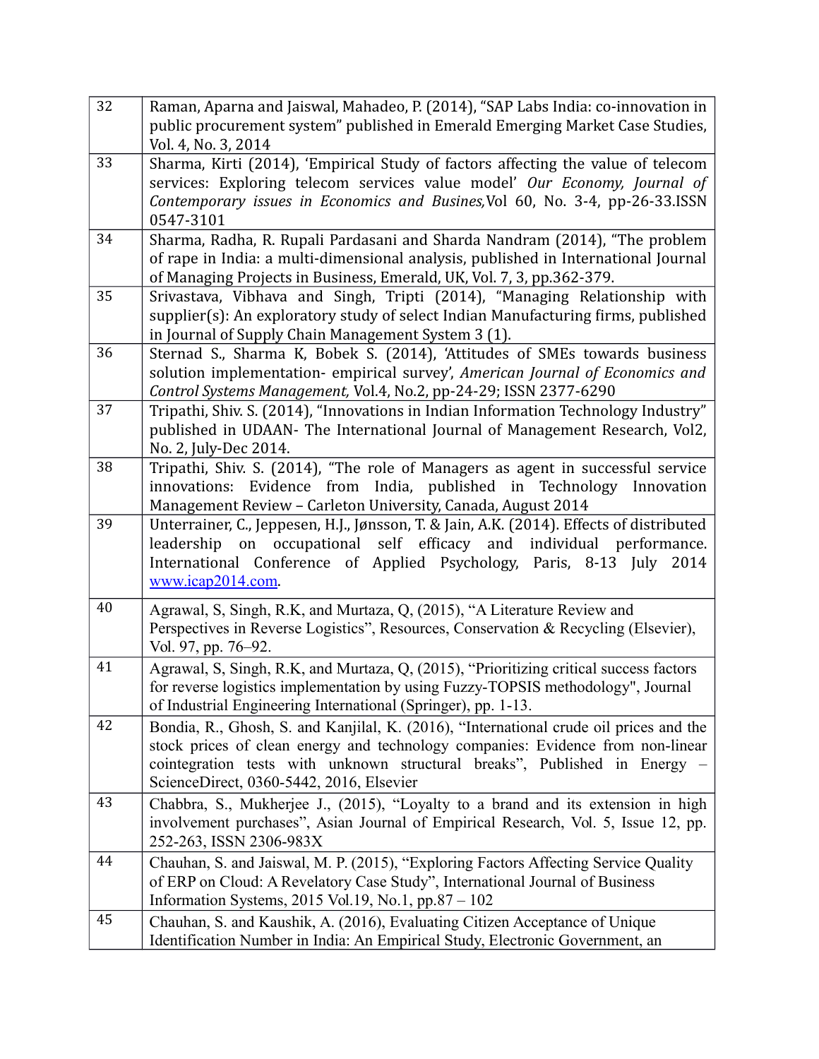| | |
|---|---|
| 32 | Raman, Aparna and Jaiswal, Mahadeo, P. (2014), "SAP Labs India: co-innovation in public procurement system" published in Emerald Emerging Market Case Studies, Vol. 4, No. 3, 2014 |
| 33 | Sharma, Kirti (2014), 'Empirical Study of factors affecting the value of telecom services: Exploring telecom services value model' *Our Economy, Journal of Contemporary issues in Economics and Busines,*Vol 60, No. 3-4, pp-26-33.ISSN 0547-3101 |
| 34 | Sharma, Radha, R. Rupali Pardasani and Sharda Nandram (2014), "The problem of rape in India: a multi-dimensional analysis, published in International Journal of Managing Projects in Business, Emerald, UK, Vol. 7, 3, pp.362-379. |
| 35 | Srivastava, Vibhava and Singh, Tripti (2014), "Managing Relationship with supplier(s): An exploratory study of select Indian Manufacturing firms, published in Journal of Supply Chain Management System 3 (1). |
| 36 | Sternad S., Sharma K, Bobek S. (2014), 'Attitudes of SMEs towards business solution implementation- empirical survey', *American Journal of Economics and Control Systems Management,* Vol.4, No.2, pp-24-29; ISSN 2377-6290 |
| 37 | Tripathi, Shiv. S. (2014), "Innovations in Indian Information Technology Industry" published in UDAAN- The International Journal of Management Research, Vol2, No. 2, July-Dec 2014. |
| 38 | Tripathi, Shiv. S. (2014), "The role of Managers as agent in successful service innovations: Evidence from India, published in Technology Innovation Management Review – Carleton University, Canada, August 2014 |
| 39 | Unterrainer, C., Jeppesen, H.J., Jønsson, T. & Jain, A.K. (2014). Effects of distributed leadership on occupational self efficacy and individual performance. International Conference of Applied Psychology, Paris, 8-13 July 2014 www.icap2014.com. |
| 40 | Agrawal, S, Singh, R.K, and Murtaza, Q, (2015), "A Literature Review and Perspectives in Reverse Logistics", Resources, Conservation & Recycling (Elsevier), Vol. 97, pp. 76–92. |
| 41 | Agrawal, S, Singh, R.K, and Murtaza, Q, (2015), "Prioritizing critical success factors for reverse logistics implementation by using Fuzzy-TOPSIS methodology", Journal of Industrial Engineering International (Springer), pp. 1-13. |
| 42 | Bondia, R., Ghosh, S. and Kanjilal, K. (2016), "International crude oil prices and the stock prices of clean energy and technology companies: Evidence from non-linear cointegration tests with unknown structural breaks", Published in Energy – ScienceDirect, 0360-5442, 2016, Elsevier |
| 43 | Chabbra, S., Mukherjee J., (2015), "Loyalty to a brand and its extension in high involvement purchases", Asian Journal of Empirical Research, Vol. 5, Issue 12, pp. 252-263, ISSN 2306-983X |
| 44 | Chauhan, S. and Jaiswal, M. P. (2015), "Exploring Factors Affecting Service Quality of ERP on Cloud: A Revelatory Case Study", International Journal of Business Information Systems, 2015 Vol.19, No.1, pp.87 – 102 |
| 45 | Chauhan, S. and Kaushik, A. (2016), Evaluating Citizen Acceptance of Unique Identification Number in India: An Empirical Study, Electronic Government, an |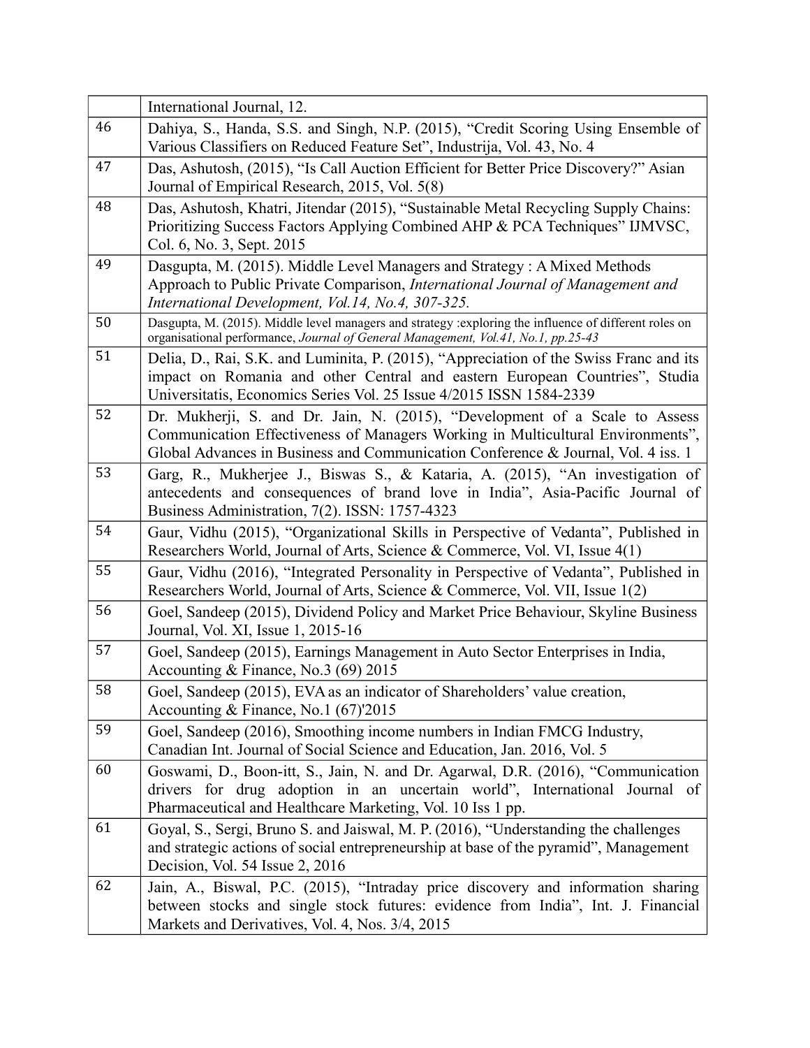| | |
|---|---|
| | International Journal, 12. |
| 46 | Dahiya, S., Handa, S.S. and Singh, N.P. (2015), "Credit Scoring Using Ensemble of Various Classifiers on Reduced Feature Set", Industrija, Vol. 43, No. 4 |
| 47 | Das, Ashutosh, (2015), "Is Call Auction Efficient for Better Price Discovery?" Asian Journal of Empirical Research, 2015, Vol. 5(8) |
| 48 | Das, Ashutosh, Khatri, Jitendar (2015), "Sustainable Metal Recycling Supply Chains: Prioritizing Success Factors Applying Combined AHP & PCA Techniques" IJMVSC, Col. 6, No. 3, Sept. 2015 |
| 49 | Dasgupta, M. (2015). Middle Level Managers and Strategy : A Mixed Methods Approach to Public Private Comparison, *International Journal of Management and International Development, Vol.14, No.4, 307-325.* |
| 50 | Dasgupta, M. (2015). Middle level managers and strategy :exploring the influence of different roles on organisational performance, *Journal of General Management, Vol.41, No.1, pp.25-43* |
| 51 | Delia, D., Rai, S.K. and Luminita, P. (2015), "Appreciation of the Swiss Franc and its impact on Romania and other Central and eastern European Countries", Studia Universitatis, Economics Series Vol. 25 Issue 4/2015 ISSN 1584-2339 |
| 52 | Dr. Mukherji, S. and Dr. Jain, N. (2015), "Development of a Scale to Assess Communication Effectiveness of Managers Working in Multicultural Environments", Global Advances in Business and Communication Conference & Journal, Vol. 4 iss. 1 |
| 53 | Garg, R., Mukherjee J., Biswas S., & Kataria, A. (2015), "An investigation of antecedents and consequences of brand love in India", Asia-Pacific Journal of Business Administration, 7(2). ISSN: 1757-4323 |
| 54 | Gaur, Vidhu (2015), "Organizational Skills in Perspective of Vedanta", Published in Researchers World, Journal of Arts, Science & Commerce, Vol. VI, Issue 4(1) |
| 55 | Gaur, Vidhu (2016), "Integrated Personality in Perspective of Vedanta", Published in Researchers World, Journal of Arts, Science & Commerce, Vol. VII, Issue 1(2) |
| 56 | Goel, Sandeep (2015), Dividend Policy and Market Price Behaviour, Skyline Business Journal, Vol. XI, Issue 1, 2015-16 |
| 57 | Goel, Sandeep (2015), Earnings Management in Auto Sector Enterprises in India, Accounting & Finance, No.3 (69) 2015 |
| 58 | Goel, Sandeep (2015), EVA as an indicator of Shareholders' value creation, Accounting & Finance, No.1 (67)'2015 |
| 59 | Goel, Sandeep (2016), Smoothing income numbers in Indian FMCG Industry, Canadian Int. Journal of Social Science and Education, Jan. 2016, Vol. 5 |
| 60 | Goswami, D., Boon-itt, S., Jain, N. and Dr. Agarwal, D.R. (2016), "Communication drivers for drug adoption in an uncertain world", International Journal of Pharmaceutical and Healthcare Marketing, Vol. 10 Iss 1 pp. |
| 61 | Goyal, S., Sergi, Bruno S. and Jaiswal, M. P. (2016), "Understanding the challenges and strategic actions of social entrepreneurship at base of the pyramid", Management Decision, Vol. 54 Issue 2, 2016 |
| 62 | Jain, A., Biswal, P.C. (2015), "Intraday price discovery and information sharing between stocks and single stock futures: evidence from India", Int. J. Financial Markets and Derivatives, Vol. 4, Nos. 3/4, 2015 |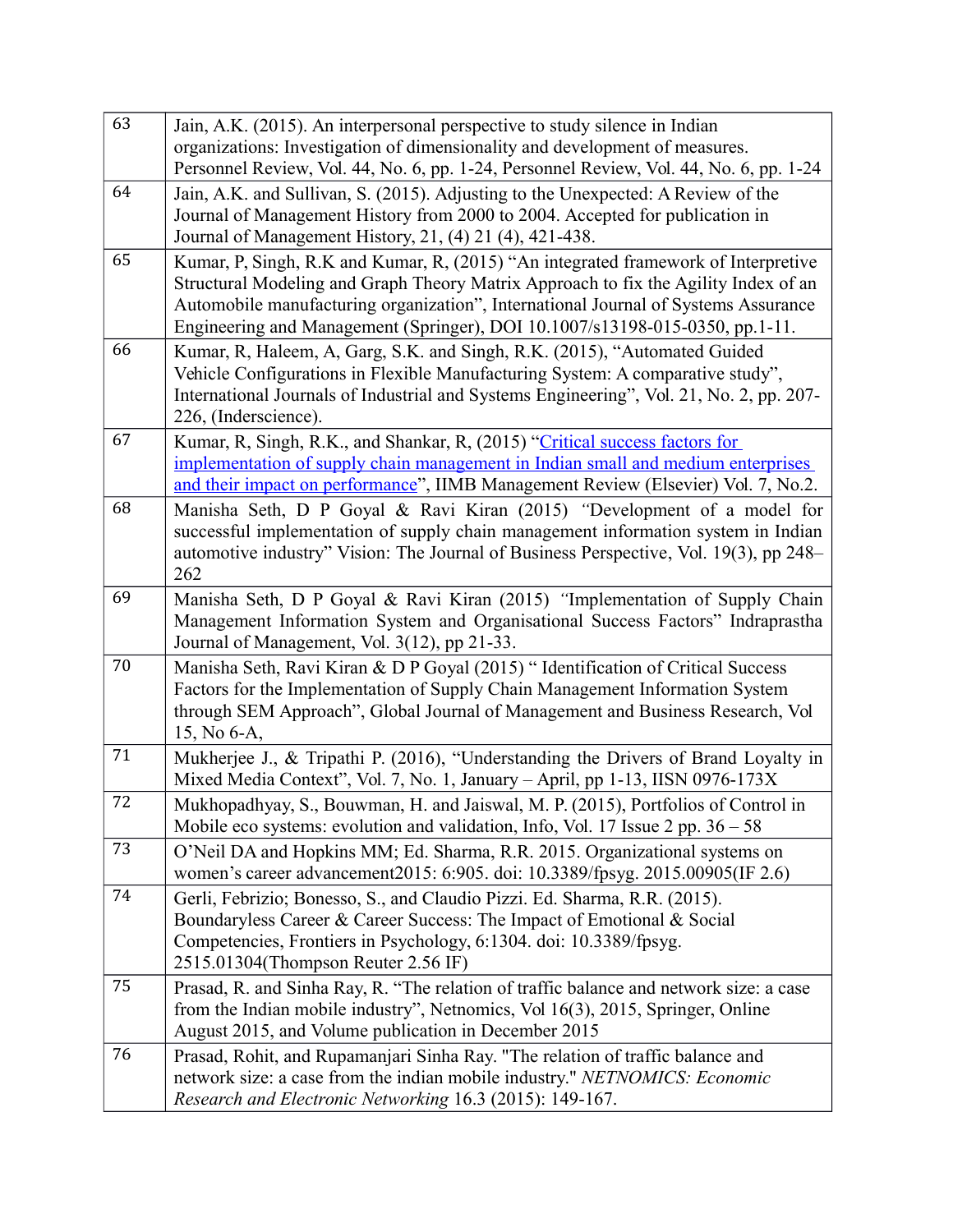| | |
|---|---|
| 63 | Jain, A.K. (2015). An interpersonal perspective to study silence in Indian organizations: Investigation of dimensionality and development of measures. Personnel Review, Vol. 44, No. 6, pp. 1-24, Personnel Review, Vol. 44, No. 6, pp. 1-24 |
| 64 | Jain, A.K. and Sullivan, S. (2015). Adjusting to the Unexpected: A Review of the Journal of Management History from 2000 to 2004. Accepted for publication in Journal of Management History, 21, (4) 21 (4), 421-438. |
| 65 | Kumar, P, Singh, R.K and Kumar, R, (2015) "An integrated framework of Interpretive Structural Modeling and Graph Theory Matrix Approach to fix the Agility Index of an Automobile manufacturing organization", International Journal of Systems Assurance Engineering and Management (Springer), DOI 10.1007/s13198-015-0350, pp.1-11. |
| 66 | Kumar, R, Haleem, A, Garg, S.K. and Singh, R.K. (2015), "Automated Guided Vehicle Configurations in Flexible Manufacturing System: A comparative study", International Journals of Industrial and Systems Engineering", Vol. 21, No. 2, pp. 207-226, (Inderscience). |
| 67 | Kumar, R, Singh, R.K., and Shankar, R, (2015) "Critical success factors for implementation of supply chain management in Indian small and medium enterprises and their impact on performance", IIMB Management Review (Elsevier) Vol. 7, No.2. |
| 68 | Manisha Seth, D P Goyal & Ravi Kiran (2015) *"*Development of a model for successful implementation of supply chain management information system in Indian automotive industry" Vision: The Journal of Business Perspective, Vol. 19(3), pp 248–262 |
| 69 | Manisha Seth, D P Goyal & Ravi Kiran (2015) *"*Implementation of Supply Chain Management Information System and Organisational Success Factors" Indraprastha Journal of Management, Vol. 3(12), pp 21-33. |
| 70 | Manisha Seth, Ravi Kiran & D P Goyal (2015) " Identification of Critical Success Factors for the Implementation of Supply Chain Management Information System through SEM Approach", Global Journal of Management and Business Research, Vol 15, No 6-A, |
| 71 | Mukherjee J., & Tripathi P. (2016), "Understanding the Drivers of Brand Loyalty in Mixed Media Context", Vol. 7, No. 1, January – April, pp 1-13, IISN 0976-173X |
| 72 | Mukhopadhyay, S., Bouwman, H. and Jaiswal, M. P. (2015), Portfolios of Control in Mobile eco systems: evolution and validation, Info, Vol. 17 Issue 2 pp. 36 – 58 |
| 73 | O'Neil DA and Hopkins MM; Ed. Sharma, R.R. 2015. Organizational systems on women's career advancement2015: 6:905. doi: 10.3389/fpsyg. 2015.00905(IF 2.6) |
| 74 | Gerli, Febrizio; Bonesso, S., and Claudio Pizzi. Ed. Sharma, R.R. (2015). Boundaryless Career & Career Success: The Impact of Emotional & Social Competencies, Frontiers in Psychology, 6:1304. doi: 10.3389/fpsyg. 2515.01304(Thompson Reuter 2.56 IF) |
| 75 | Prasad, R. and Sinha Ray, R. "The relation of traffic balance and network size: a case from the Indian mobile industry", Netnomics, Vol 16(3), 2015, Springer, Online August 2015, and Volume publication in December 2015 |
| 76 | Prasad, Rohit, and Rupamanjari Sinha Ray. "The relation of traffic balance and network size: a case from the indian mobile industry." *NETNOMICS: Economic Research and Electronic Networking* 16.3 (2015): 149-167. |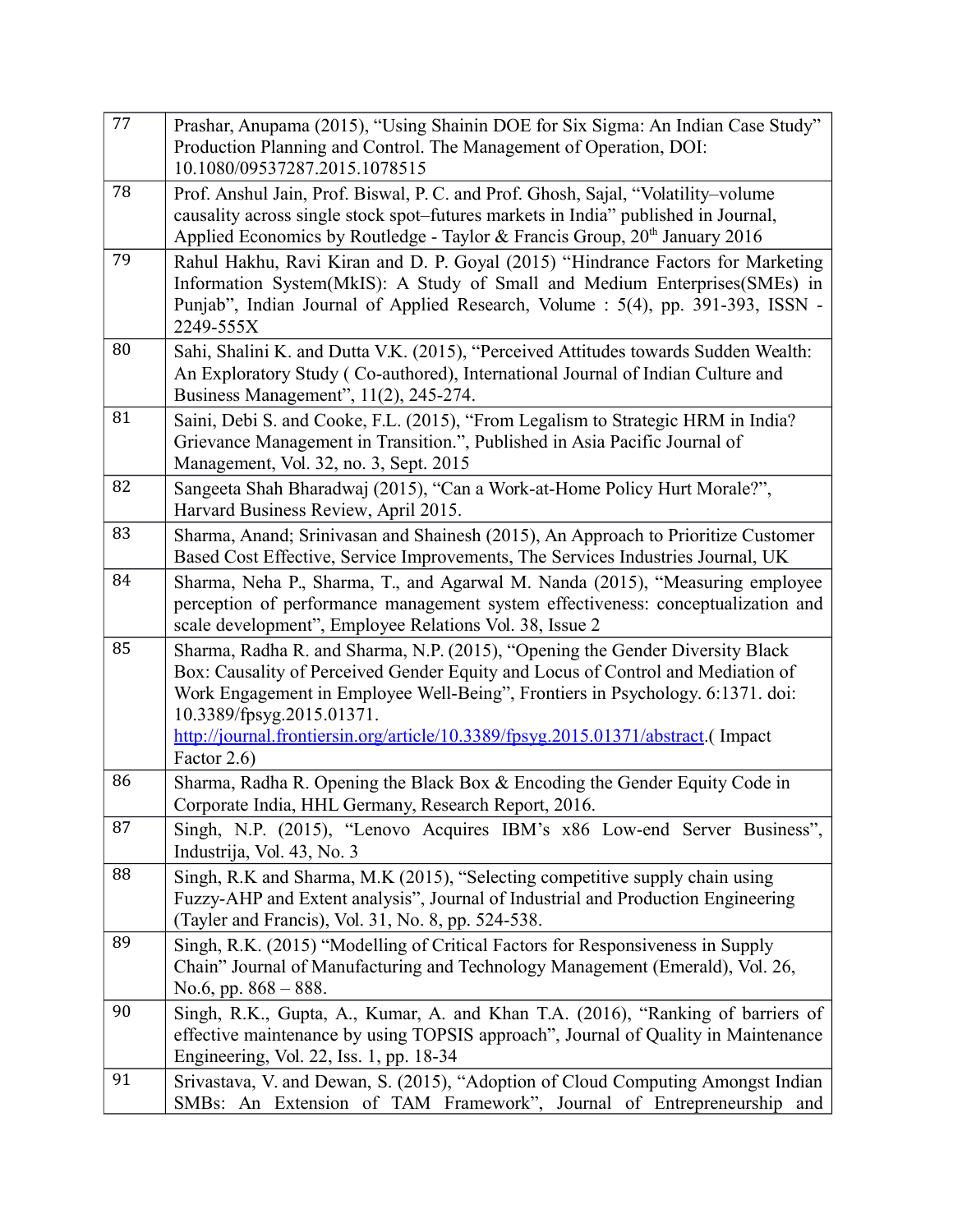| | |
|---|---|
| 77 | Prashar, Anupama (2015), "Using Shainin DOE for Six Sigma: An Indian Case Study" Production Planning and Control. The Management of Operation, DOI: 10.1080/09537287.2015.1078515 |
| 78 | Prof. Anshul Jain, Prof. Biswal, P. C. and Prof. Ghosh, Sajal, "Volatility–volume causality across single stock spot–futures markets in India" published in Journal, Applied Economics by Routledge - Taylor & Francis Group, 20th January 2016 |
| 79 | Rahul Hakhu, Ravi Kiran and D. P. Goyal (2015) "Hindrance Factors for Marketing Information System(MkIS): A Study of Small and Medium Enterprises(SMEs) in Punjab", Indian Journal of Applied Research, Volume : 5(4), pp. 391-393, ISSN - 2249-555X |
| 80 | Sahi, Shalini K. and Dutta V.K. (2015), "Perceived Attitudes towards Sudden Wealth: An Exploratory Study ( Co-authored), International Journal of Indian Culture and Business Management", 11(2), 245-274. |
| 81 | Saini, Debi S. and Cooke, F.L. (2015), "From Legalism to Strategic HRM in India? Grievance Management in Transition.", Published in Asia Pacific Journal of Management, Vol. 32, no. 3, Sept. 2015 |
| 82 | Sangeeta Shah Bharadwaj (2015), "Can a Work-at-Home Policy Hurt Morale?", Harvard Business Review, April 2015. |
| 83 | Sharma, Anand; Srinivasan and Shainesh (2015), An Approach to Prioritize Customer Based Cost Effective, Service Improvements, The Services Industries Journal, UK |
| 84 | Sharma, Neha P., Sharma, T., and Agarwal M. Nanda (2015), "Measuring employee perception of performance management system effectiveness: conceptualization and scale development", Employee Relations Vol. 38, Issue 2 |
| 85 | Sharma, Radha R. and Sharma, N.P. (2015), "Opening the Gender Diversity Black Box: Causality of Perceived Gender Equity and Locus of Control and Mediation of Work Engagement in Employee Well-Being", Frontiers in Psychology. 6:1371. doi: 10.3389/fpsyg.2015.01371. http://journal.frontiersin.org/article/10.3389/fpsyg.2015.01371/abstract.( Impact Factor 2.6) |
| 86 | Sharma, Radha R. Opening the Black Box & Encoding the Gender Equity Code in Corporate India, HHL Germany, Research Report, 2016. |
| 87 | Singh, N.P. (2015), "Lenovo Acquires IBM's x86 Low-end Server Business", Industrija, Vol. 43, No. 3 |
| 88 | Singh, R.K and Sharma, M.K (2015), "Selecting competitive supply chain using Fuzzy-AHP and Extent analysis", Journal of Industrial and Production Engineering (Tayler and Francis), Vol. 31, No. 8, pp. 524-538. |
| 89 | Singh, R.K. (2015) "Modelling of Critical Factors for Responsiveness in Supply Chain" Journal of Manufacturing and Technology Management (Emerald), Vol. 26, No.6, pp. 868 – 888. |
| 90 | Singh, R.K., Gupta, A., Kumar, A. and Khan T.A. (2016), "Ranking of barriers of effective maintenance by using TOPSIS approach", Journal of Quality in Maintenance Engineering, Vol. 22, Iss. 1, pp. 18-34 |
| 91 | Srivastava, V. and Dewan, S. (2015), "Adoption of Cloud Computing Amongst Indian SMBs: An Extension of TAM Framework", Journal of Entrepreneurship and |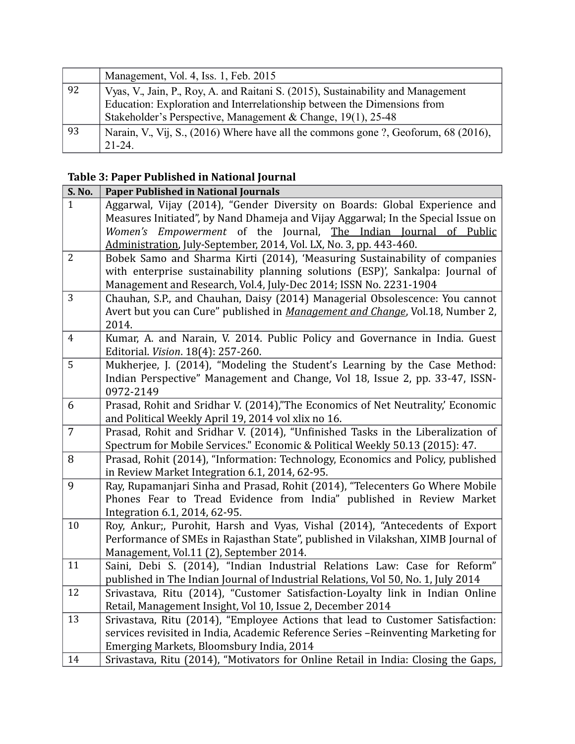| | |
|---|---|
| | Management, Vol. 4, Iss. 1, Feb. 2015 |
| 92 | Vyas, V., Jain, P., Roy, A. and Raitani S. (2015), Sustainability and Management Education: Exploration and Interrelationship between the Dimensions from Stakeholder's Perspective, Management & Change, 19(1), 25-48 |
| 93 | Narain, V., Vij, S., (2016) Where have all the commons gone ?, Geoforum, 68 (2016), 21-24. |

**Table 3: Paper Published in National Journal**

| S. No. | Paper Published in National Journals |
|---|---|
| 1 | Aggarwal, Vijay (2014), "Gender Diversity on Boards: Global Experience and Measures Initiated", by Nand Dhameja and Vijay Aggarwal; In the Special Issue on *Women's Empowerment* of the Journal, The Indian Journal of Public Administration, July-September, 2014, Vol. LX, No. 3, pp. 443-460. |
| 2 | Bobek Samo and Sharma Kirti (2014), 'Measuring Sustainability of companies with enterprise sustainability planning solutions (ESP)', Sankalpa: Journal of Management and Research, Vol.4, July-Dec 2014; ISSN No. 2231-1904 |
| 3 | Chauhan, S.P., and Chauhan, Daisy (2014) Managerial Obsolescence: You cannot Avert but you can Cure" published in *Management and Change*, Vol.18, Number 2, 2014. |
| 4 | Kumar, A. and Narain, V. 2014. Public Policy and Governance in India. Guest Editorial. *Vision*. 18(4): 257-260. |
| 5 | Mukherjee, J. (2014), "Modeling the Student's Learning by the Case Method: Indian Perspective" Management and Change, Vol 18, Issue 2, pp. 33-47, ISSN-0972-2149 |
| 6 | Prasad, Rohit and Sridhar V. (2014),"The Economics of Net Neutrality,' Economic and Political Weekly April 19, 2014 vol xlix no 16. |
| 7 | Prasad, Rohit and Sridhar V. (2014), "Unfinished Tasks in the Liberalization of Spectrum for Mobile Services." Economic & Political Weekly 50.13 (2015): 47. |
| 8 | Prasad, Rohit (2014), "Information: Technology, Economics and Policy, published in Review Market Integration 6.1, 2014, 62-95. |
| 9 | Ray, Rupamanjari Sinha and Prasad, Rohit (2014), "Telecenters Go Where Mobile Phones Fear to Tread Evidence from India" published in Review Market Integration 6.1, 2014, 62-95. |
| 10 | Roy, Ankur;, Purohit, Harsh and Vyas, Vishal (2014), "Antecedents of Export Performance of SMEs in Rajasthan State", published in Vilakshan, XIMB Journal of Management, Vol.11 (2), September 2014. |
| 11 | Saini, Debi S. (2014), "Indian Industrial Relations Law: Case for Reform" published in The Indian Journal of Industrial Relations, Vol 50, No. 1, July 2014 |
| 12 | Srivastava, Ritu (2014), "Customer Satisfaction-Loyalty link in Indian Online Retail, Management Insight, Vol 10, Issue 2, December 2014 |
| 13 | Srivastava, Ritu (2014), "Employee Actions that lead to Customer Satisfaction: services revisited in India, Academic Reference Series –Reinventing Marketing for Emerging Markets, Bloomsbury India, 2014 |
| 14 | Srivastava, Ritu (2014), "Motivators for Online Retail in India: Closing the Gaps, |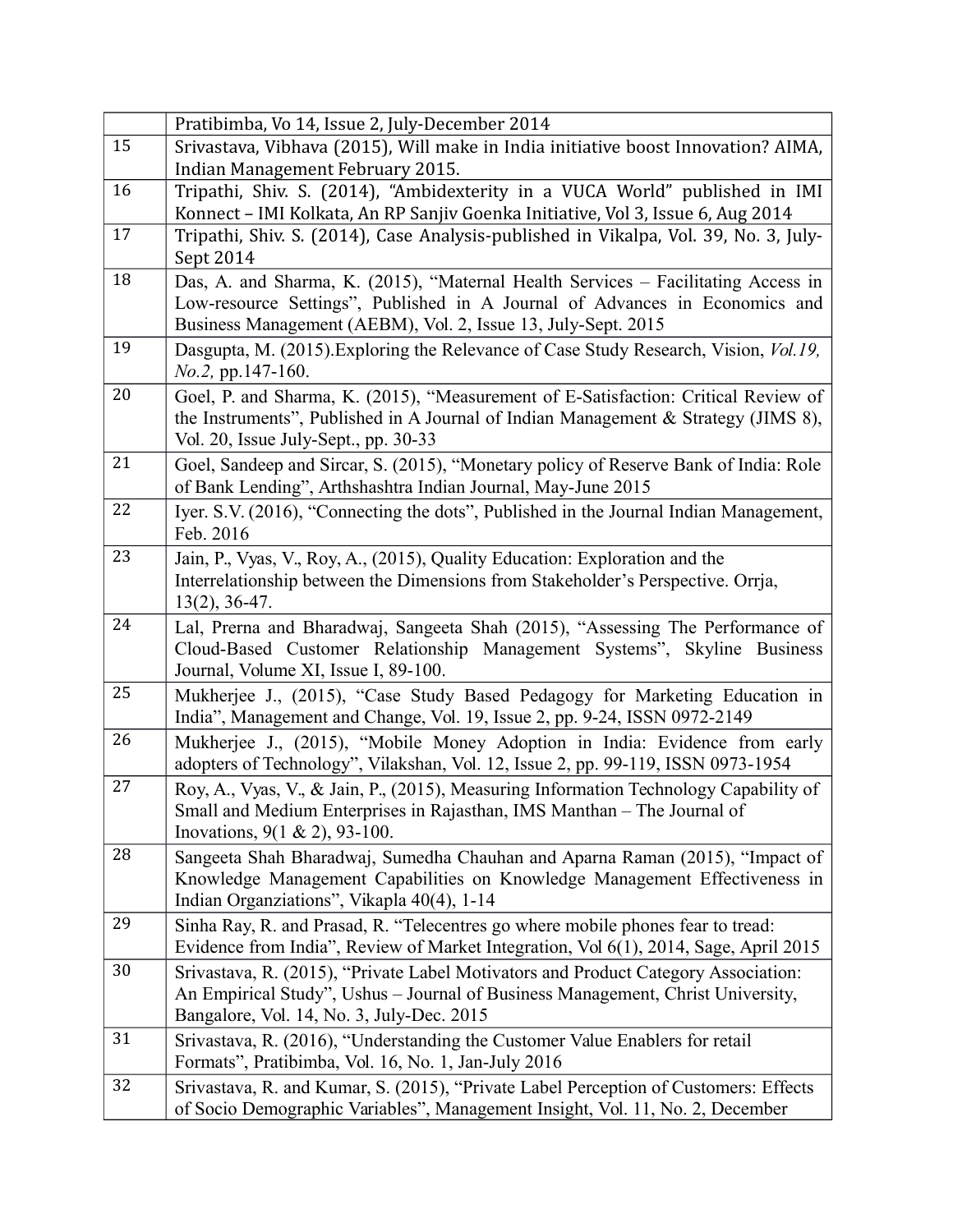| | |
|---|---|
| | Pratibimba, Vo 14, Issue 2, July-December 2014 |
| 15 | Srivastava, Vibhava (2015), Will make in India initiative boost Innovation? AIMA, Indian Management February 2015. |
| 16 | Tripathi, Shiv. S. (2014), "Ambidexterity in a VUCA World" published in IMI Konnect – IMI Kolkata, An RP Sanjiv Goenka Initiative, Vol 3, Issue 6, Aug 2014 |
| 17 | Tripathi, Shiv. S. (2014), Case Analysis-published in Vikalpa, Vol. 39, No. 3, July-Sept 2014 |
| 18 | Das, A. and Sharma, K. (2015), "Maternal Health Services – Facilitating Access in Low-resource Settings", Published in A Journal of Advances in Economics and Business Management (AEBM), Vol. 2, Issue 13, July-Sept. 2015 |
| 19 | Dasgupta, M. (2015).Exploring the Relevance of Case Study Research, Vision, *Vol.19, No.2,* pp.147-160. |
| 20 | Goel, P. and Sharma, K. (2015), "Measurement of E-Satisfaction: Critical Review of the Instruments", Published in A Journal of Indian Management & Strategy (JIMS 8), Vol. 20, Issue July-Sept., pp. 30-33 |
| 21 | Goel, Sandeep and Sircar, S. (2015), "Monetary policy of Reserve Bank of India: Role of Bank Lending", Arthshashtra Indian Journal, May-June 2015 |
| 22 | Iyer. S.V. (2016), "Connecting the dots", Published in the Journal Indian Management, Feb. 2016 |
| 23 | Jain, P., Vyas, V., Roy, A., (2015), Quality Education: Exploration and the Interrelationship between the Dimensions from Stakeholder's Perspective. Orrja, 13(2), 36-47. |
| 24 | Lal, Prerna and Bharadwaj, Sangeeta Shah (2015), "Assessing The Performance of Cloud-Based Customer Relationship Management Systems", Skyline Business Journal, Volume XI, Issue I, 89-100. |
| 25 | Mukherjee J., (2015), "Case Study Based Pedagogy for Marketing Education in India", Management and Change, Vol. 19, Issue 2, pp. 9-24, ISSN 0972-2149 |
| 26 | Mukherjee J., (2015), "Mobile Money Adoption in India: Evidence from early adopters of Technology", Vilakshan, Vol. 12, Issue 2, pp. 99-119, ISSN 0973-1954 |
| 27 | Roy, A., Vyas, V., & Jain, P., (2015), Measuring Information Technology Capability of Small and Medium Enterprises in Rajasthan, IMS Manthan – The Journal of Inovations, 9(1 & 2), 93-100. |
| 28 | Sangeeta Shah Bharadwaj, Sumedha Chauhan and Aparna Raman (2015), "Impact of Knowledge Management Capabilities on Knowledge Management Effectiveness in Indian Organziations", Vikapla 40(4), 1-14 |
| 29 | Sinha Ray, R. and Prasad, R. "Telecentres go where mobile phones fear to tread: Evidence from India", Review of Market Integration, Vol 6(1), 2014, Sage, April 2015 |
| 30 | Srivastava, R. (2015), "Private Label Motivators and Product Category Association: An Empirical Study", Ushus – Journal of Business Management, Christ University, Bangalore, Vol. 14, No. 3, July-Dec. 2015 |
| 31 | Srivastava, R. (2016), "Understanding the Customer Value Enablers for retail Formats", Pratibimba, Vol. 16, No. 1, Jan-July 2016 |
| 32 | Srivastava, R. and Kumar, S. (2015), "Private Label Perception of Customers: Effects of Socio Demographic Variables", Management Insight, Vol. 11, No. 2, December |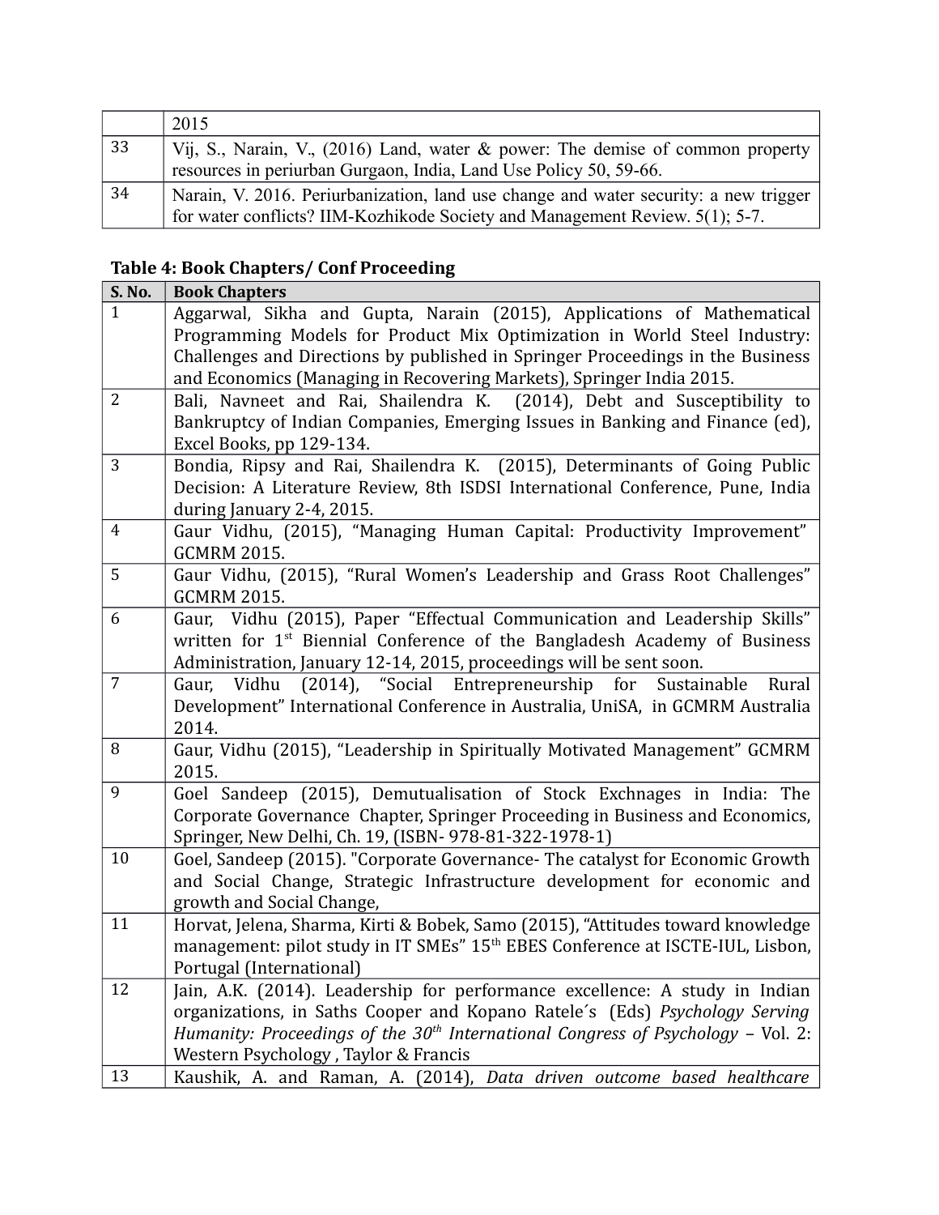| | 2015 |
|---|---|
| 33 | Vij, S., Narain, V., (2016) Land, water & power: The demise of common property resources in periurban Gurgaon, India, Land Use Policy 50, 59-66. |
| 34 | Narain, V. 2016. Periurbanization, land use change and water security: a new trigger for water conflicts? IIM-Kozhikode Society and Management Review. 5(1); 5-7. |

**Table 4: Book Chapters/ Conf Proceeding**

| S. No. | Book Chapters |
|---|---|
| 1 | Aggarwal, Sikha and Gupta, Narain (2015), Applications of Mathematical Programming Models for Product Mix Optimization in World Steel Industry: Challenges and Directions by published in Springer Proceedings in the Business and Economics (Managing in Recovering Markets), Springer India 2015. |
| 2 | Bali, Navneet and Rai, Shailendra K. (2014), Debt and Susceptibility to Bankruptcy of Indian Companies, Emerging Issues in Banking and Finance (ed), Excel Books, pp 129-134. |
| 3 | Bondia, Ripsy and Rai, Shailendra K. (2015), Determinants of Going Public Decision: A Literature Review, 8th ISDSI International Conference, Pune, India during January 2-4, 2015. |
| 4 | Gaur Vidhu, (2015), "Managing Human Capital: Productivity Improvement" GCMRM 2015. |
| 5 | Gaur Vidhu, (2015), "Rural Women's Leadership and Grass Root Challenges" GCMRM 2015. |
| 6 | Gaur, Vidhu (2015), Paper "Effectual Communication and Leadership Skills" written for 1st Biennial Conference of the Bangladesh Academy of Business Administration, January 12-14, 2015, proceedings will be sent soon. |
| 7 | Gaur, Vidhu (2014), "Social Entrepreneurship for Sustainable Rural Development" International Conference in Australia, UniSA, in GCMRM Australia 2014. |
| 8 | Gaur, Vidhu (2015), "Leadership in Spiritually Motivated Management" GCMRM 2015. |
| 9 | Goel Sandeep (2015), Demutualisation of Stock Exchnages in India: The Corporate Governance Chapter, Springer Proceeding in Business and Economics, Springer, New Delhi, Ch. 19, (ISBN- 978-81-322-1978-1) |
| 10 | Goel, Sandeep (2015). "Corporate Governance- The catalyst for Economic Growth and Social Change, Strategic Infrastructure development for economic and growth and Social Change, |
| 11 | Horvat, Jelena, Sharma, Kirti & Bobek, Samo (2015), "Attitudes toward knowledge management: pilot study in IT SMEs" 15th EBES Conference at ISCTE-IUL, Lisbon, Portugal (International) |
| 12 | Jain, A.K. (2014). Leadership for performance excellence: A study in Indian organizations, in Saths Cooper and Kopano Ratele´s (Eds) *Psychology Serving Humanity: Proceedings of the 30th International Congress of Psychology* – Vol. 2: Western Psychology , Taylor & Francis |
| 13 | Kaushik, A. and Raman, A. (2014), *Data driven outcome based healthcare* |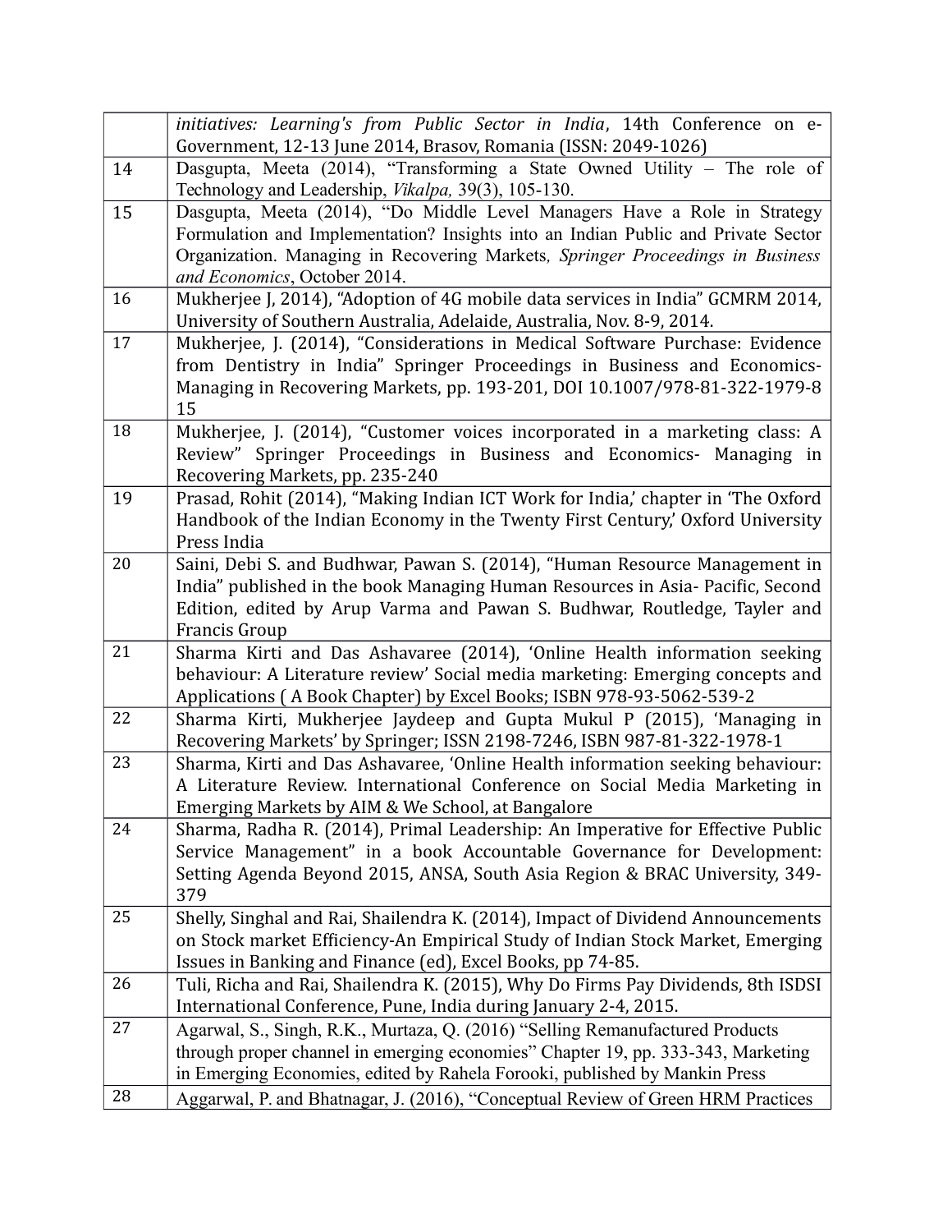| | |
|---|---|
| | *initiatives: Learning's from Public Sector in India*, 14th Conference on e-Government, 12-13 June 2014, Brasov, Romania (ISSN: 2049-1026) |
| 14 | Dasgupta, Meeta (2014), "Transforming a State Owned Utility – The role of Technology and Leadership, *Vikalpa,* 39(3), 105-130. |
| 15 | Dasgupta, Meeta (2014), "Do Middle Level Managers Have a Role in Strategy Formulation and Implementation? Insights into an Indian Public and Private Sector Organization. Managing in Recovering Markets, *Springer Proceedings in Business and Economics*, October 2014. |
| 16 | Mukherjee J, 2014), "Adoption of 4G mobile data services in India" GCMRM 2014, University of Southern Australia, Adelaide, Australia, Nov. 8-9, 2014. |
| 17 | Mukherjee, J. (2014), "Considerations in Medical Software Purchase: Evidence from Dentistry in India" Springer Proceedings in Business and Economics-Managing in Recovering Markets, pp. 193-201, DOI 10.1007/978-81-322-1979-8 15 |
| 18 | Mukherjee, J. (2014), "Customer voices incorporated in a marketing class: A Review" Springer Proceedings in Business and Economics- Managing in Recovering Markets, pp. 235-240 |
| 19 | Prasad, Rohit (2014), "Making Indian ICT Work for India,' chapter in 'The Oxford Handbook of the Indian Economy in the Twenty First Century,' Oxford University Press India |
| 20 | Saini, Debi S. and Budhwar, Pawan S. (2014), "Human Resource Management in India" published in the book Managing Human Resources in Asia- Pacific, Second Edition, edited by Arup Varma and Pawan S. Budhwar, Routledge, Tayler and Francis Group |
| 21 | Sharma Kirti and Das Ashavaree (2014), 'Online Health information seeking behaviour: A Literature review' Social media marketing: Emerging concepts and Applications ( A Book Chapter) by Excel Books; ISBN 978-93-5062-539-2 |
| 22 | Sharma Kirti, Mukherjee Jaydeep and Gupta Mukul P (2015), 'Managing in Recovering Markets' by Springer; ISSN 2198-7246, ISBN 987-81-322-1978-1 |
| 23 | Sharma, Kirti and Das Ashavaree, 'Online Health information seeking behaviour: A Literature Review. International Conference on Social Media Marketing in Emerging Markets by AIM & We School, at Bangalore |
| 24 | Sharma, Radha R. (2014), Primal Leadership: An Imperative for Effective Public Service Management" in a book Accountable Governance for Development: Setting Agenda Beyond 2015, ANSA, South Asia Region & BRAC University, 349-379 |
| 25 | Shelly, Singhal and Rai, Shailendra K. (2014), Impact of Dividend Announcements on Stock market Efficiency-An Empirical Study of Indian Stock Market, Emerging Issues in Banking and Finance (ed), Excel Books, pp 74-85. |
| 26 | Tuli, Richa and Rai, Shailendra K. (2015), Why Do Firms Pay Dividends, 8th ISDSI International Conference, Pune, India during January 2-4, 2015. |
| 27 | Agarwal, S., Singh, R.K., Murtaza, Q. (2016) "Selling Remanufactured Products through proper channel in emerging economies" Chapter 19, pp. 333-343, Marketing in Emerging Economies, edited by Rahela Forooki, published by Mankin Press |
| 28 | Aggarwal, P. and Bhatnagar, J. (2016), "Conceptual Review of Green HRM Practices |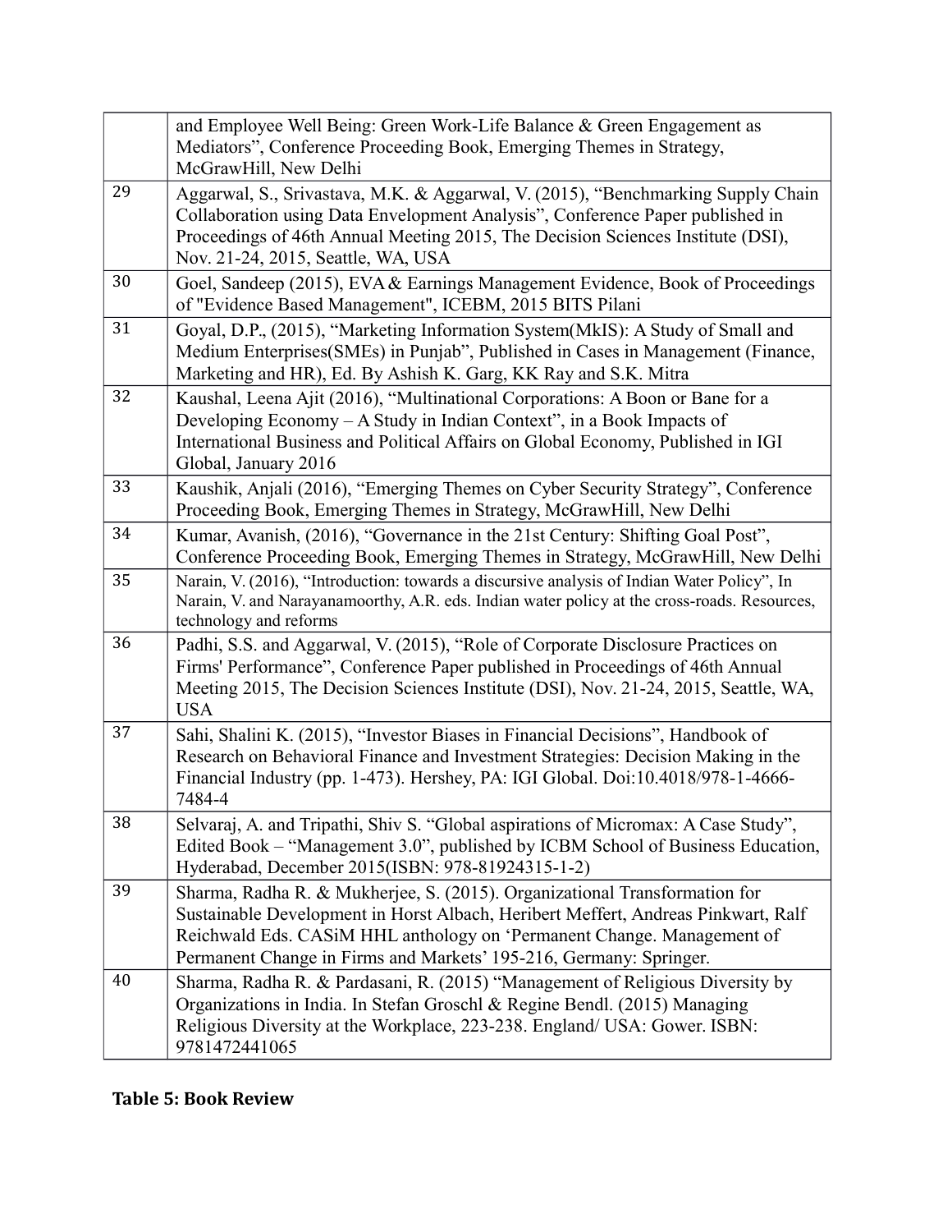| | |
|---|---|
| | and Employee Well Being: Green Work-Life Balance & Green Engagement as Mediators", Conference Proceeding Book, Emerging Themes in Strategy, McGrawHill, New Delhi |
| 29 | Aggarwal, S., Srivastava, M.K. & Aggarwal, V. (2015), "Benchmarking Supply Chain Collaboration using Data Envelopment Analysis", Conference Paper published in Proceedings of 46th Annual Meeting 2015, The Decision Sciences Institute (DSI), Nov. 21-24, 2015, Seattle, WA, USA |
| 30 | Goel, Sandeep (2015), EVA & Earnings Management Evidence, Book of Proceedings of "Evidence Based Management", ICEBM, 2015 BITS Pilani |
| 31 | Goyal, D.P., (2015), "Marketing Information System(MkIS): A Study of Small and Medium Enterprises(SMEs) in Punjab", Published in Cases in Management (Finance, Marketing and HR), Ed. By Ashish K. Garg, KK Ray and S.K. Mitra |
| 32 | Kaushal, Leena Ajit (2016), "Multinational Corporations: A Boon or Bane for a Developing Economy – A Study in Indian Context", in a Book Impacts of International Business and Political Affairs on Global Economy, Published in IGI Global, January 2016 |
| 33 | Kaushik, Anjali (2016), "Emerging Themes on Cyber Security Strategy", Conference Proceeding Book, Emerging Themes in Strategy, McGrawHill, New Delhi |
| 34 | Kumar, Avanish, (2016), "Governance in the 21st Century: Shifting Goal Post", Conference Proceeding Book, Emerging Themes in Strategy, McGrawHill, New Delhi |
| 35 | Narain, V. (2016), "Introduction: towards a discursive analysis of Indian Water Policy", In Narain, V. and Narayanamoorthy, A.R. eds. Indian water policy at the cross-roads. Resources, technology and reforms |
| 36 | Padhi, S.S. and Aggarwal, V. (2015), "Role of Corporate Disclosure Practices on Firms' Performance", Conference Paper published in Proceedings of 46th Annual Meeting 2015, The Decision Sciences Institute (DSI), Nov. 21-24, 2015, Seattle, WA, USA |
| 37 | Sahi, Shalini K. (2015), "Investor Biases in Financial Decisions", Handbook of Research on Behavioral Finance and Investment Strategies: Decision Making in the Financial Industry (pp. 1-473). Hershey, PA: IGI Global. Doi:10.4018/978-1-4666-7484-4 |
| 38 | Selvaraj, A. and Tripathi, Shiv S. "Global aspirations of Micromax: A Case Study", Edited Book – "Management 3.0", published by ICBM School of Business Education, Hyderabad, December 2015(ISBN: 978-81924315-1-2) |
| 39 | Sharma, Radha R. & Mukherjee, S. (2015). Organizational Transformation for Sustainable Development in Horst Albach, Heribert Meffert, Andreas Pinkwart, Ralf Reichwald Eds. CASiM HHL anthology on 'Permanent Change. Management of Permanent Change in Firms and Markets' 195-216, Germany: Springer. |
| 40 | Sharma, Radha R. & Pardasani, R. (2015) "Management of Religious Diversity by Organizations in India. In Stefan Groschl & Regine Bendl. (2015) Managing Religious Diversity at the Workplace, 223-238. England/ USA: Gower. ISBN: 9781472441065 |

**Table 5: Book Review**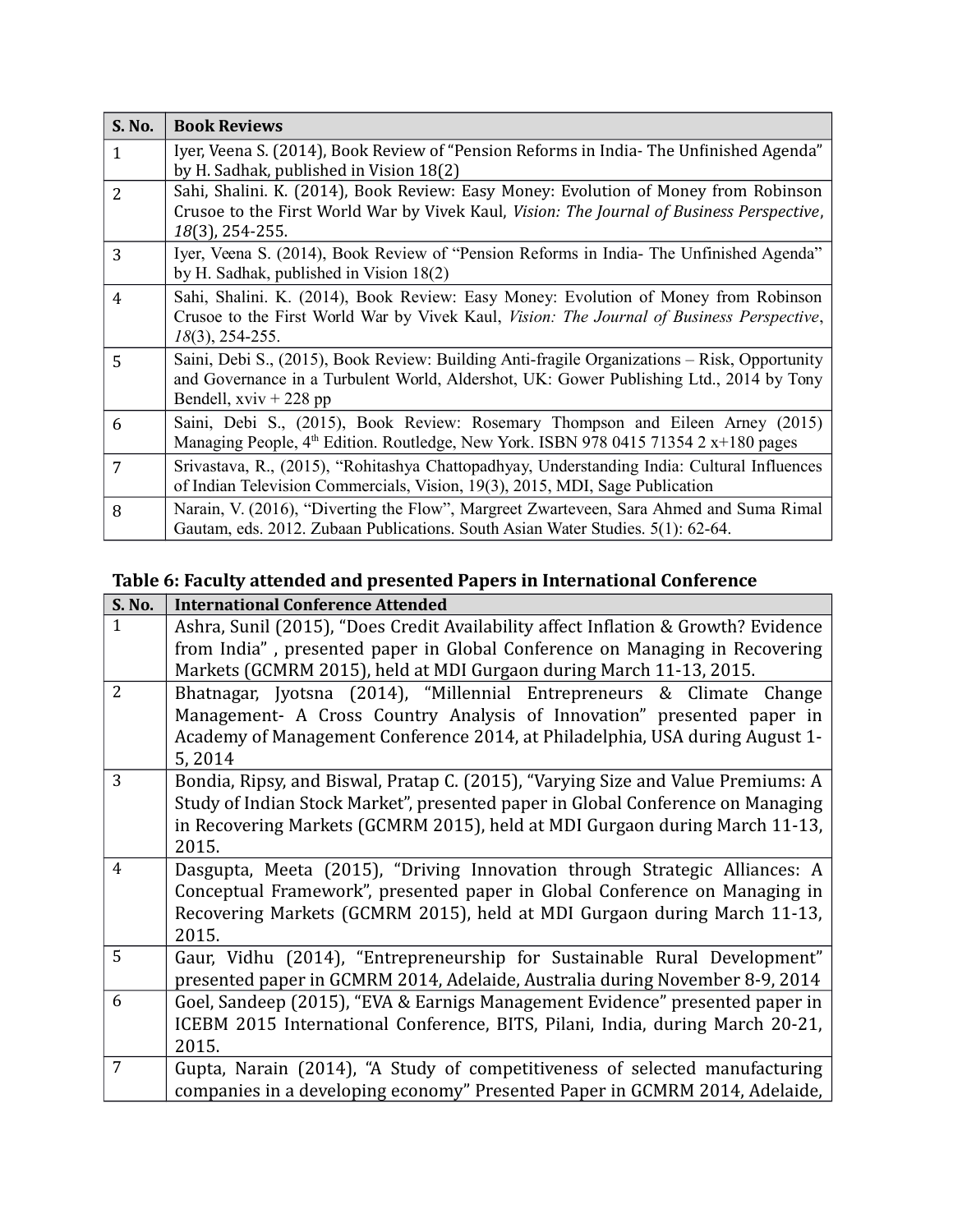| S. No. | Book Reviews |
|---|---|
| 1 | Iyer, Veena S. (2014), Book Review of "Pension Reforms in India- The Unfinished Agenda" by H. Sadhak, published in Vision 18(2) |
| 2 | Sahi, Shalini. K. (2014), Book Review: Easy Money: Evolution of Money from Robinson Crusoe to the First World War by Vivek Kaul, *Vision: The Journal of Business Perspective*, *18*(3), 254-255. |
| 3 | Iyer, Veena S. (2014), Book Review of "Pension Reforms in India- The Unfinished Agenda" by H. Sadhak, published in Vision 18(2) |
| 4 | Sahi, Shalini. K. (2014), Book Review: Easy Money: Evolution of Money from Robinson Crusoe to the First World War by Vivek Kaul, *Vision: The Journal of Business Perspective*, *18*(3), 254-255. |
| 5 | Saini, Debi S., (2015), Book Review: Building Anti-fragile Organizations – Risk, Opportunity and Governance in a Turbulent World, Aldershot, UK: Gower Publishing Ltd., 2014 by Tony Bendell, xviv + 228 pp |
| 6 | Saini, Debi S., (2015), Book Review: Rosemary Thompson and Eileen Arney (2015) Managing People, 4th Edition. Routledge, New York. ISBN 978 0415 71354 2 x+180 pages |
| 7 | Srivastava, R., (2015), "Rohitashya Chattopadhyay, Understanding India: Cultural Influences of Indian Television Commercials, Vision, 19(3), 2015, MDI, Sage Publication |
| 8 | Narain, V. (2016), "Diverting the Flow", Margreet Zwarteveen, Sara Ahmed and Suma Rimal Gautam, eds. 2012. Zubaan Publications. South Asian Water Studies. 5(1): 62-64. |

**Table 6: Faculty attended and presented Papers in International Conference**

| S. No. | International Conference Attended |
|---|---|
| 1 | Ashra, Sunil (2015), "Does Credit Availability affect Inflation & Growth? Evidence from India" , presented paper in Global Conference on Managing in Recovering Markets (GCMRM 2015), held at MDI Gurgaon during March 11-13, 2015. |
| 2 | Bhatnagar, Jyotsna (2014), "Millennial Entrepreneurs & Climate Change Management- A Cross Country Analysis of Innovation" presented paper in Academy of Management Conference 2014, at Philadelphia, USA during August 1-5, 2014 |
| 3 | Bondia, Ripsy, and Biswal, Pratap C. (2015), "Varying Size and Value Premiums: A Study of Indian Stock Market", presented paper in Global Conference on Managing in Recovering Markets (GCMRM 2015), held at MDI Gurgaon during March 11-13, 2015. |
| 4 | Dasgupta, Meeta (2015), "Driving Innovation through Strategic Alliances: A Conceptual Framework", presented paper in Global Conference on Managing in Recovering Markets (GCMRM 2015), held at MDI Gurgaon during March 11-13, 2015. |
| 5 | Gaur, Vidhu (2014), "Entrepreneurship for Sustainable Rural Development" presented paper in GCMRM 2014, Adelaide, Australia during November 8-9, 2014 |
| 6 | Goel, Sandeep (2015), "EVA & Earnigs Management Evidence" presented paper in ICEBM 2015 International Conference, BITS, Pilani, India, during March 20-21, 2015. |
| 7 | Gupta, Narain (2014), "A Study of competitiveness of selected manufacturing companies in a developing economy" Presented Paper in GCMRM 2014, Adelaide, |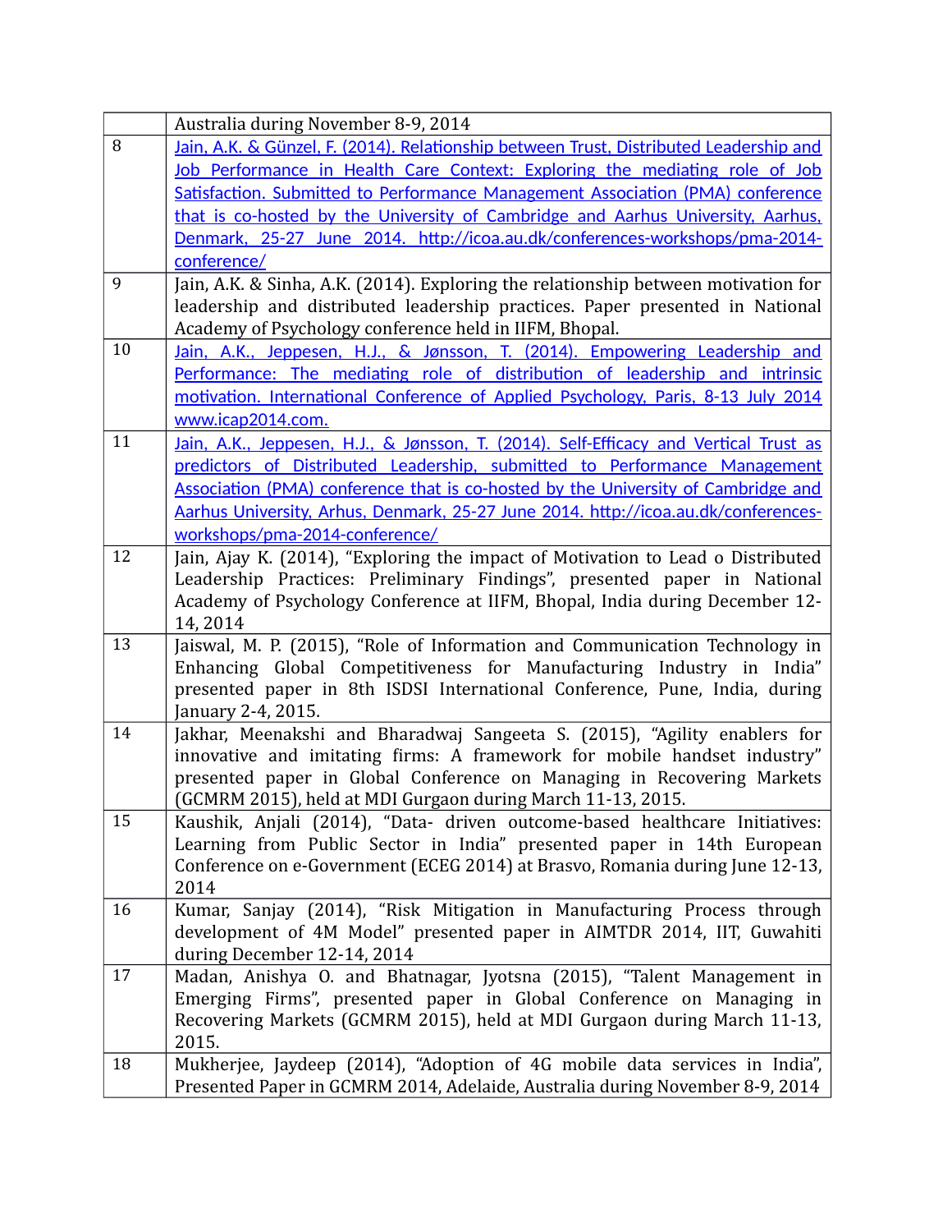|  |  |
|---|---|
|  | Australia during November 8-9, 2014 |
| 8 | Jain, A.K. & Günzel, F. (2014). Relationship between Trust, Distributed Leadership and Job Performance in Health Care Context: Exploring the mediating role of Job Satisfaction. Submitted to Performance Management Association (PMA) conference that is co-hosted by the University of Cambridge and Aarhus University, Aarhus, Denmark, 25-27 June 2014. http://icoa.au.dk/conferences-workshops/pma-2014-conference/ |
| 9 | Jain, A.K. & Sinha, A.K. (2014). Exploring the relationship between motivation for leadership and distributed leadership practices. Paper presented in National Academy of Psychology conference held in IIFM, Bhopal. |
| 10 | Jain, A.K., Jeppesen, H.J., & Jønsson, T. (2014). Empowering Leadership and Performance: The mediating role of distribution of leadership and intrinsic motivation. International Conference of Applied Psychology, Paris, 8-13 July 2014 www.icap2014.com. |
| 11 | Jain, A.K., Jeppesen, H.J., & Jønsson, T. (2014). Self-Efficacy and Vertical Trust as predictors of Distributed Leadership, submitted to Performance Management Association (PMA) conference that is co-hosted by the University of Cambridge and Aarhus University, Arhus, Denmark, 25-27 June 2014. http://icoa.au.dk/conferences-workshops/pma-2014-conference/ |
| 12 | Jain, Ajay K. (2014), "Exploring the impact of Motivation to Lead o Distributed Leadership Practices: Preliminary Findings", presented paper in National Academy of Psychology Conference at IIFM, Bhopal, India during December 12-14, 2014 |
| 13 | Jaiswal, M. P. (2015), "Role of Information and Communication Technology in Enhancing Global Competitiveness for Manufacturing Industry in India" presented paper in 8th ISDSI International Conference, Pune, India, during January 2-4, 2015. |
| 14 | Jakhar, Meenakshi and Bharadwaj Sangeeta S. (2015), "Agility enablers for innovative and imitating firms: A framework for mobile handset industry" presented paper in Global Conference on Managing in Recovering Markets (GCMRM 2015), held at MDI Gurgaon during March 11-13, 2015. |
| 15 | Kaushik, Anjali (2014), "Data- driven outcome-based healthcare Initiatives: Learning from Public Sector in India" presented paper in 14th European Conference on e-Government (ECEG 2014) at Brasvo, Romania during June 12-13, 2014 |
| 16 | Kumar, Sanjay (2014), "Risk Mitigation in Manufacturing Process through development of 4M Model" presented paper in AIMTDR 2014, IIT, Guwahiti during December 12-14, 2014 |
| 17 | Madan, Anishya O. and Bhatnagar, Jyotsna (2015), "Talent Management in Emerging Firms", presented paper in Global Conference on Managing in Recovering Markets (GCMRM 2015), held at MDI Gurgaon during March 11-13, 2015. |
| 18 | Mukherjee, Jaydeep (2014), "Adoption of 4G mobile data services in India", Presented Paper in GCMRM 2014, Adelaide, Australia during November 8-9, 2014 |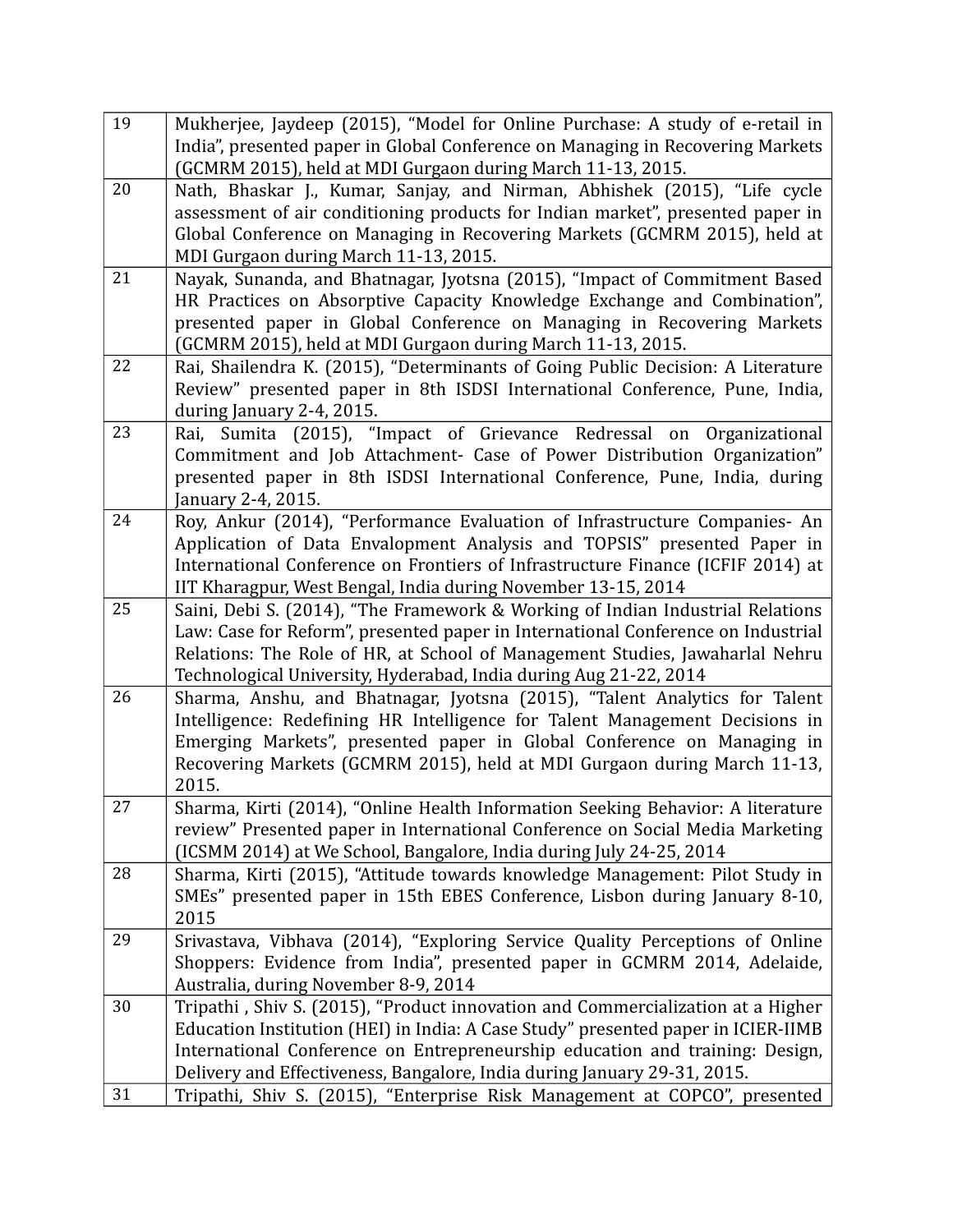| | |
|---|---|
| 19 | Mukherjee, Jaydeep (2015), "Model for Online Purchase: A study of e-retail in India", presented paper in Global Conference on Managing in Recovering Markets (GCMRM 2015), held at MDI Gurgaon during March 11-13, 2015. |
| 20 | Nath, Bhaskar J., Kumar, Sanjay, and Nirman, Abhishek (2015), "Life cycle assessment of air conditioning products for Indian market", presented paper in Global Conference on Managing in Recovering Markets (GCMRM 2015), held at MDI Gurgaon during March 11-13, 2015. |
| 21 | Nayak, Sunanda, and Bhatnagar, Jyotsna (2015), "Impact of Commitment Based HR Practices on Absorptive Capacity Knowledge Exchange and Combination", presented paper in Global Conference on Managing in Recovering Markets (GCMRM 2015), held at MDI Gurgaon during March 11-13, 2015. |
| 22 | Rai, Shailendra K. (2015), "Determinants of Going Public Decision: A Literature Review" presented paper in 8th ISDSI International Conference, Pune, India, during January 2-4, 2015. |
| 23 | Rai, Sumita (2015), "Impact of Grievance Redressal on Organizational Commitment and Job Attachment- Case of Power Distribution Organization" presented paper in 8th ISDSI International Conference, Pune, India, during January 2-4, 2015. |
| 24 | Roy, Ankur (2014), "Performance Evaluation of Infrastructure Companies- An Application of Data Envalopment Analysis and TOPSIS" presented Paper in International Conference on Frontiers of Infrastructure Finance (ICFIF 2014) at IIT Kharagpur, West Bengal, India during November 13-15, 2014 |
| 25 | Saini, Debi S. (2014), "The Framework & Working of Indian Industrial Relations Law: Case for Reform", presented paper in International Conference on Industrial Relations: The Role of HR, at School of Management Studies, Jawaharlal Nehru Technological University, Hyderabad, India during Aug 21-22, 2014 |
| 26 | Sharma, Anshu, and Bhatnagar, Jyotsna (2015), "Talent Analytics for Talent Intelligence: Redefining HR Intelligence for Talent Management Decisions in Emerging Markets", presented paper in Global Conference on Managing in Recovering Markets (GCMRM 2015), held at MDI Gurgaon during March 11-13, 2015. |
| 27 | Sharma, Kirti (2014), "Online Health Information Seeking Behavior: A literature review" Presented paper in International Conference on Social Media Marketing (ICSMM 2014) at We School, Bangalore, India during July 24-25, 2014 |
| 28 | Sharma, Kirti (2015), "Attitude towards knowledge Management: Pilot Study in SMEs" presented paper in 15th EBES Conference, Lisbon during January 8-10, 2015 |
| 29 | Srivastava, Vibhava (2014), "Exploring Service Quality Perceptions of Online Shoppers: Evidence from India", presented paper in GCMRM 2014, Adelaide, Australia, during November 8-9, 2014 |
| 30 | Tripathi , Shiv S. (2015), "Product innovation and Commercialization at a Higher Education Institution (HEI) in India: A Case Study" presented paper in ICIER-IIMB International Conference on Entrepreneurship education and training: Design, Delivery and Effectiveness, Bangalore, India during January 29-31, 2015. |
| 31 | Tripathi, Shiv S. (2015), "Enterprise Risk Management at COPCO", presented |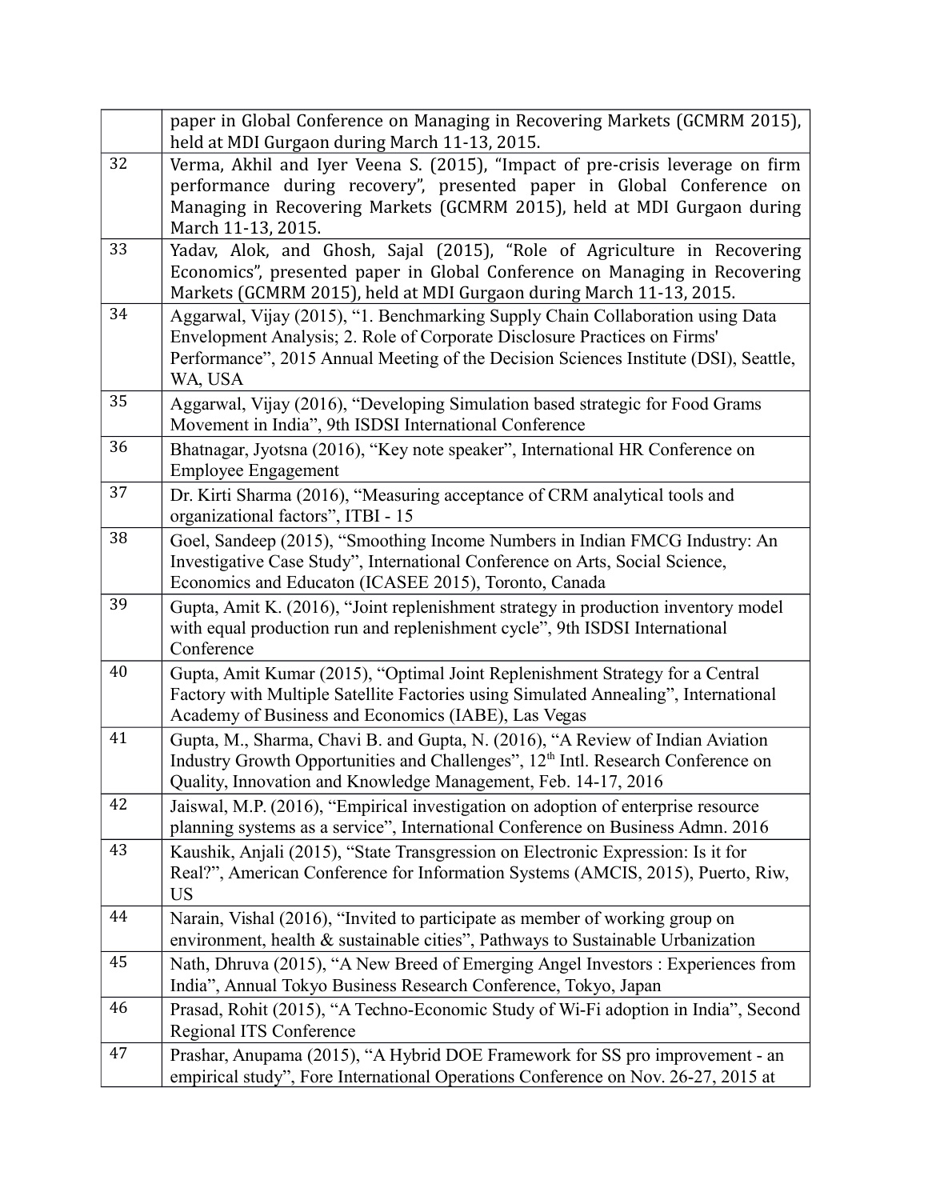| | |
|---|---|
| | paper in Global Conference on Managing in Recovering Markets (GCMRM 2015), held at MDI Gurgaon during March 11-13, 2015. |
| 32 | Verma, Akhil and Iyer Veena S. (2015), "Impact of pre-crisis leverage on firm performance during recovery", presented paper in Global Conference on Managing in Recovering Markets (GCMRM 2015), held at MDI Gurgaon during March 11-13, 2015. |
| 33 | Yadav, Alok, and Ghosh, Sajal (2015), "Role of Agriculture in Recovering Economics", presented paper in Global Conference on Managing in Recovering Markets (GCMRM 2015), held at MDI Gurgaon during March 11-13, 2015. |
| 34 | Aggarwal, Vijay (2015), "1. Benchmarking Supply Chain Collaboration using Data Envelopment Analysis; 2. Role of Corporate Disclosure Practices on Firms' Performance", 2015 Annual Meeting of the Decision Sciences Institute (DSI), Seattle, WA, USA |
| 35 | Aggarwal, Vijay (2016), "Developing Simulation based strategic for Food Grams Movement in India", 9th ISDSI International Conference |
| 36 | Bhatnagar, Jyotsna (2016), "Key note speaker", International HR Conference on Employee Engagement |
| 37 | Dr. Kirti Sharma (2016), "Measuring acceptance of CRM analytical tools and organizational factors", ITBI - 15 |
| 38 | Goel, Sandeep (2015), "Smoothing Income Numbers in Indian FMCG Industry: An Investigative Case Study", International Conference on Arts, Social Science, Economics and Educaton (ICASEE 2015), Toronto, Canada |
| 39 | Gupta, Amit K. (2016), "Joint replenishment strategy in production inventory model with equal production run and replenishment cycle", 9th ISDSI International Conference |
| 40 | Gupta, Amit Kumar (2015), "Optimal Joint Replenishment Strategy for a Central Factory with Multiple Satellite Factories using Simulated Annealing", International Academy of Business and Economics (IABE), Las Vegas |
| 41 | Gupta, M., Sharma, Chavi B. and Gupta, N. (2016), "A Review of Indian Aviation Industry Growth Opportunities and Challenges", 12th Intl. Research Conference on Quality, Innovation and Knowledge Management, Feb. 14-17, 2016 |
| 42 | Jaiswal, M.P. (2016), "Empirical investigation on adoption of enterprise resource planning systems as a service", International Conference on Business Admn. 2016 |
| 43 | Kaushik, Anjali (2015), "State Transgression on Electronic Expression: Is it for Real?", American Conference for Information Systems (AMCIS, 2015), Puerto, Riw, US |
| 44 | Narain, Vishal (2016), "Invited to participate as member of working group on environment, health & sustainable cities", Pathways to Sustainable Urbanization |
| 45 | Nath, Dhruva (2015), "A New Breed of Emerging Angel Investors : Experiences from India", Annual Tokyo Business Research Conference, Tokyo, Japan |
| 46 | Prasad, Rohit (2015), "A Techno-Economic Study of Wi-Fi adoption in India", Second Regional ITS Conference |
| 47 | Prashar, Anupama (2015), "A Hybrid DOE Framework for SS pro improvement - an empirical study", Fore International Operations Conference on Nov. 26-27, 2015 at |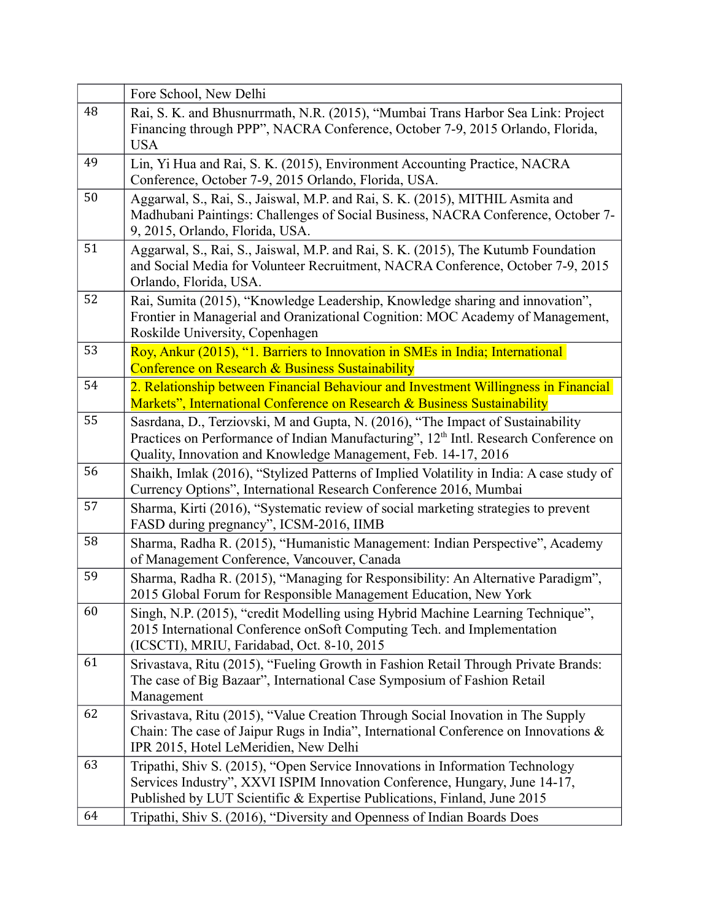| | |
|---|---|
| | Fore School, New Delhi |
| 48 | Rai, S. K. and Bhusnurrmath, N.R. (2015), "Mumbai Trans Harbor Sea Link: Project Financing through PPP", NACRA Conference, October 7-9, 2015 Orlando, Florida, USA |
| 49 | Lin, Yi Hua and Rai, S. K. (2015), Environment Accounting Practice, NACRA Conference, October 7-9, 2015 Orlando, Florida, USA. |
| 50 | Aggarwal, S., Rai, S., Jaiswal, M.P. and Rai, S. K. (2015), MITHIL Asmita and Madhubani Paintings: Challenges of Social Business, NACRA Conference, October 7-9, 2015, Orlando, Florida, USA. |
| 51 | Aggarwal, S., Rai, S., Jaiswal, M.P. and Rai, S. K. (2015), The Kutumb Foundation and Social Media for Volunteer Recruitment, NACRA Conference, October 7-9, 2015 Orlando, Florida, USA. |
| 52 | Rai, Sumita (2015), "Knowledge Leadership, Knowledge sharing and innovation", Frontier in Managerial and Oranizational Cognition: MOC Academy of Management, Roskilde University, Copenhagen |
| 53 | Roy, Ankur (2015), "1. Barriers to Innovation in SMEs in India; International Conference on Research & Business Sustainability |
| 54 | 2. Relationship between Financial Behaviour and Investment Willingness in Financial Markets", International Conference on Research & Business Sustainability |
| 55 | Sasrdana, D., Terziovski, M and Gupta, N. (2016), "The Impact of Sustainability Practices on Performance of Indian Manufacturing", 12th Intl. Research Conference on Quality, Innovation and Knowledge Management, Feb. 14-17, 2016 |
| 56 | Shaikh, Imlak (2016), "Stylized Patterns of Implied Volatility in India: A case study of Currency Options", International Research Conference 2016, Mumbai |
| 57 | Sharma, Kirti (2016), "Systematic review of social marketing strategies to prevent FASD during pregnancy", ICSM-2016, IIMB |
| 58 | Sharma, Radha R. (2015), "Humanistic Management: Indian Perspective", Academy of Management Conference, Vancouver, Canada |
| 59 | Sharma, Radha R. (2015), "Managing for Responsibility: An Alternative Paradigm", 2015 Global Forum for Responsible Management Education, New York |
| 60 | Singh, N.P. (2015), "credit Modelling using Hybrid Machine Learning Technique", 2015 International Conference onSoft Computing Tech. and Implementation (ICSCTI), MRIU, Faridabad, Oct. 8-10, 2015 |
| 61 | Srivastava, Ritu (2015), "Fueling Growth in Fashion Retail Through Private Brands: The case of Big Bazaar", International Case Symposium of Fashion Retail Management |
| 62 | Srivastava, Ritu (2015), "Value Creation Through Social Inovation in The Supply Chain: The case of Jaipur Rugs in India", International Conference on Innovations & IPR 2015, Hotel LeMeridien, New Delhi |
| 63 | Tripathi, Shiv S. (2015), "Open Service Innovations in Information Technology Services Industry", XXVI ISPIM Innovation Conference, Hungary, June 14-17, Published by LUT Scientific & Expertise Publications, Finland, June 2015 |
| 64 | Tripathi, Shiv S. (2016), "Diversity and Openness of Indian Boards Does |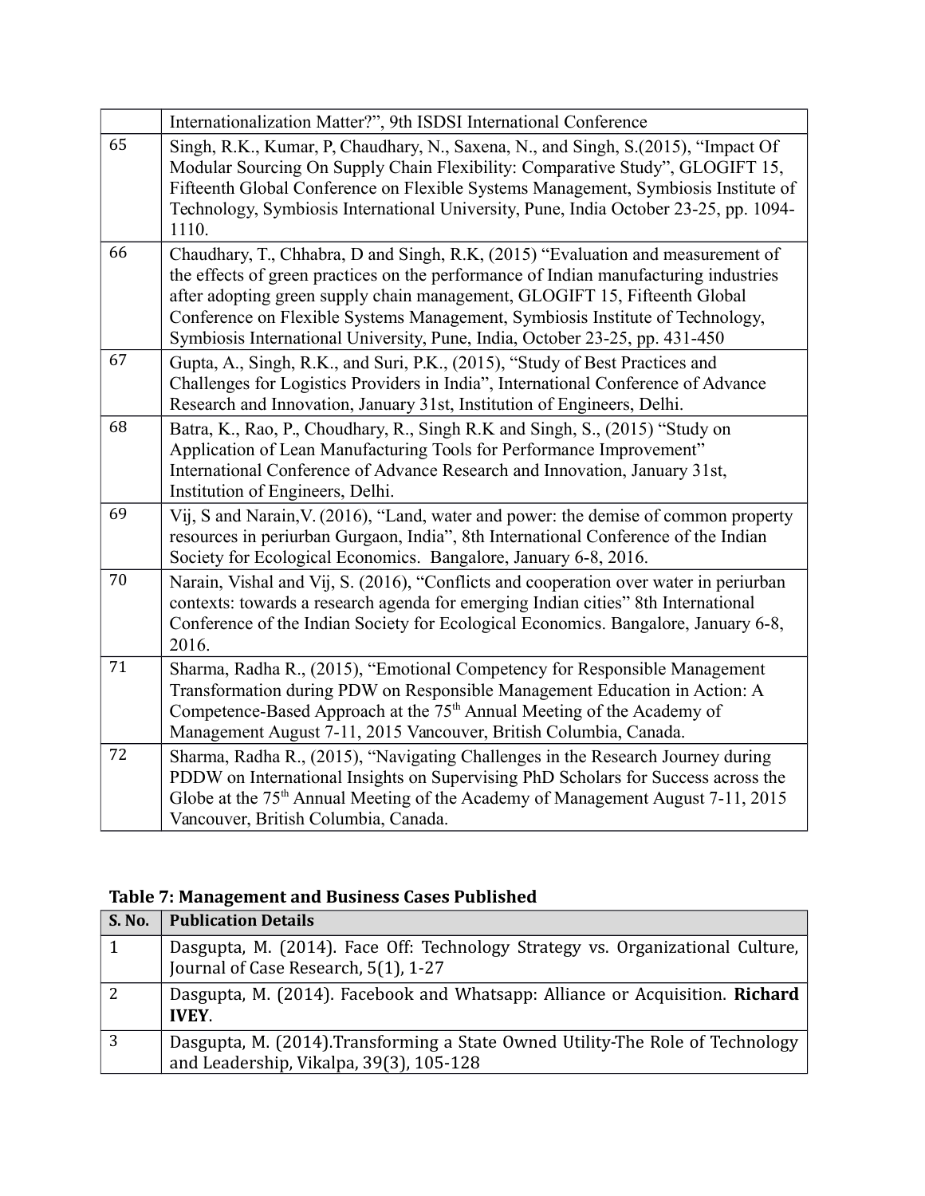| | |
|---|---|
| | Internationalization Matter?", 9th ISDSI International Conference |
| 65 | Singh, R.K., Kumar, P, Chaudhary, N., Saxena, N., and Singh, S.(2015), "Impact Of Modular Sourcing On Supply Chain Flexibility: Comparative Study", GLOGIFT 15, Fifteenth Global Conference on Flexible Systems Management, Symbiosis Institute of Technology, Symbiosis International University, Pune, India October 23-25, pp. 1094-1110. |
| 66 | Chaudhary, T., Chhabra, D and Singh, R.K, (2015) "Evaluation and measurement of the effects of green practices on the performance of Indian manufacturing industries after adopting green supply chain management, GLOGIFT 15, Fifteenth Global Conference on Flexible Systems Management, Symbiosis Institute of Technology, Symbiosis International University, Pune, India, October 23-25, pp. 431-450 |
| 67 | Gupta, A., Singh, R.K., and Suri, P.K., (2015), "Study of Best Practices and Challenges for Logistics Providers in India", International Conference of Advance Research and Innovation, January 31st, Institution of Engineers, Delhi. |
| 68 | Batra, K., Rao, P., Choudhary, R., Singh R.K and Singh, S., (2015) "Study on Application of Lean Manufacturing Tools for Performance Improvement" International Conference of Advance Research and Innovation, January 31st, Institution of Engineers, Delhi. |
| 69 | Vij, S and Narain,V. (2016), "Land, water and power: the demise of common property resources in periurban Gurgaon, India", 8th International Conference of the Indian Society for Ecological Economics. Bangalore, January 6-8, 2016. |
| 70 | Narain, Vishal and Vij, S. (2016), "Conflicts and cooperation over water in periurban contexts: towards a research agenda for emerging Indian cities" 8th International Conference of the Indian Society for Ecological Economics. Bangalore, January 6-8, 2016. |
| 71 | Sharma, Radha R., (2015), "Emotional Competency for Responsible Management Transformation during PDW on Responsible Management Education in Action: A Competence-Based Approach at the 75th Annual Meeting of the Academy of Management August 7-11, 2015 Vancouver, British Columbia, Canada. |
| 72 | Sharma, Radha R., (2015), "Navigating Challenges in the Research Journey during PDDW on International Insights on Supervising PhD Scholars for Success across the Globe at the 75th Annual Meeting of the Academy of Management August 7-11, 2015 Vancouver, British Columbia, Canada. |

**Table 7: Management and Business Cases Published**

| S. No. | Publication Details |
|---|---|
| 1 | Dasgupta, M. (2014). Face Off: Technology Strategy vs. Organizational Culture, Journal of Case Research, 5(1), 1-27 |
| 2 | Dasgupta, M. (2014). Facebook and Whatsapp: Alliance or Acquisition. **Richard IVEY**. |
| 3 | Dasgupta, M. (2014).Transforming a State Owned Utility-The Role of Technology and Leadership, Vikalpa, 39(3), 105-128 |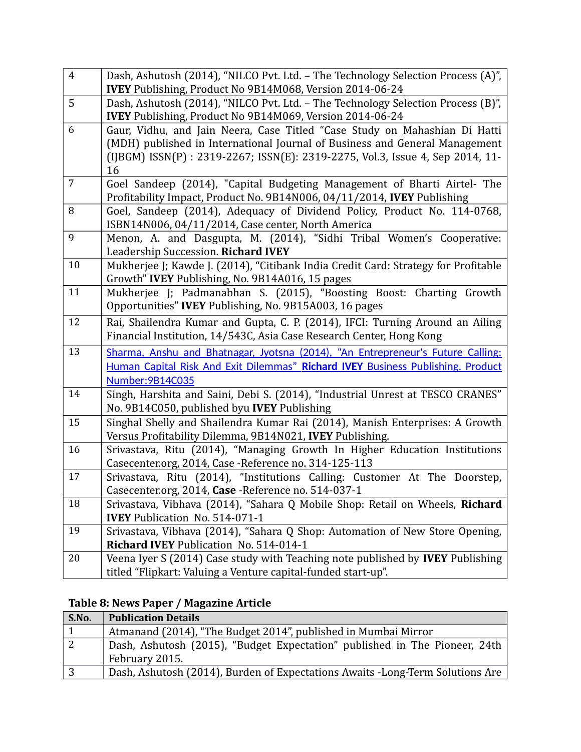| | |
|---|---|
| 4 | Dash, Ashutosh (2014), "NILCO Pvt. Ltd. – The Technology Selection Process (A)", **IVEY** Publishing, Product No 9B14M068, Version 2014-06-24 |
| 5 | Dash, Ashutosh (2014), "NILCO Pvt. Ltd. – The Technology Selection Process (B)", **IVEY** Publishing, Product No 9B14M069, Version 2014-06-24 |
| 6 | Gaur, Vidhu, and Jain Neera, Case Titled "Case Study on Mahashian Di Hatti (MDH) published in International Journal of Business and General Management (IJBGM) ISSN(P) : 2319-2267; ISSN(E): 2319-2275, Vol.3, Issue 4, Sep 2014, 11-16 |
| 7 | Goel Sandeep (2014), "Capital Budgeting Management of Bharti Airtel- The Profitability Impact, Product No. 9B14N006, 04/11/2014, **IVEY** Publishing |
| 8 | Goel, Sandeep (2014), Adequacy of Dividend Policy, Product No. 114-0768, ISBN14N006, 04/11/2014, Case center, North America |
| 9 | Menon, A. and Dasgupta, M. (2014), "Sidhi Tribal Women's Cooperative: Leadership Succession. **Richard IVEY** |
| 10 | Mukherjee J; Kawde J. (2014), "Citibank India Credit Card: Strategy for Profitable Growth" **IVEY** Publishing, No. 9B14A016, 15 pages |
| 11 | Mukherjee J; Padmanabhan S. (2015), "Boosting Boost: Charting Growth Opportunities" **IVEY** Publishing, No. 9B15A003, 16 pages |
| 12 | Rai, Shailendra Kumar and Gupta, C. P. (2014), IFCI: Turning Around an Ailing Financial Institution, 14/543C, Asia Case Research Center, Hong Kong |
| 13 | Sharma, Anshu and Bhatnagar, Jyotsna (2014), "An Entrepreneur's Future Calling: Human Capital Risk And Exit Dilemmas" **Richard IVEY** Business Publishing. Product Number:9B14C035 |
| 14 | Singh, Harshita and Saini, Debi S. (2014), "Industrial Unrest at TESCO CRANES" No. 9B14C050, published byu **IVEY** Publishing |
| 15 | Singhal Shelly and Shailendra Kumar Rai (2014), Manish Enterprises: A Growth Versus Profitability Dilemma, 9B14N021, **IVEY** Publishing. |
| 16 | Srivastava, Ritu (2014), "Managing Growth In Higher Education Institutions Casecenter.org, 2014, Case -Reference no. 314-125-113 |
| 17 | Srivastava, Ritu (2014), "Institutions Calling: Customer At The Doorstep, Casecenter.org, 2014, **Case** -Reference no. 514-037-1 |
| 18 | Srivastava, Vibhava (2014), "Sahara Q Mobile Shop: Retail on Wheels, **Richard IVEY** Publication No. 514-071-1 |
| 19 | Srivastava, Vibhava (2014), "Sahara Q Shop: Automation of New Store Opening, **Richard IVEY** Publication No. 514-014-1 |
| 20 | Veena Iyer S (2014) Case study with Teaching note published by **IVEY** Publishing titled "Flipkart: Valuing a Venture capital-funded start-up". |

**Table 8: News Paper / Magazine Article**

| S.No. | Publication Details |
|---|---|
| 1 | Atmanand (2014), "The Budget 2014", published in Mumbai Mirror |
| 2 | Dash, Ashutosh (2015), "Budget Expectation" published in The Pioneer, 24th February 2015. |
| 3 | Dash, Ashutosh (2014), Burden of Expectations Awaits -Long-Term Solutions Are |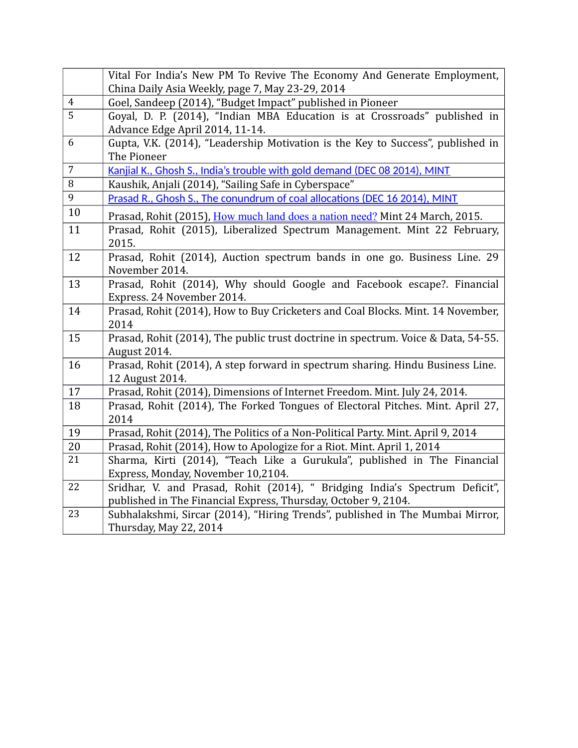| | |
|---|---|
| | Vital For India's New PM To Revive The Economy And Generate Employment, China Daily Asia Weekly, page 7, May 23-29, 2014 |
| 4 | Goel, Sandeep (2014), "Budget Impact" published in Pioneer |
| 5 | Goyal, D. P. (2014), "Indian MBA Education is at Crossroads" published in Advance Edge April 2014, 11-14. |
| 6 | Gupta, V.K. (2014), "Leadership Motivation is the Key to Success", published in The Pioneer |
| 7 | Kanjial K., Ghosh S., India's trouble with gold demand (DEC 08 2014), MINT |
| 8 | Kaushik, Anjali (2014), "Sailing Safe in Cyberspace" |
| 9 | Prasad R., Ghosh S., The conundrum of coal allocations (DEC 16 2014), MINT |
| 10 | Prasad, Rohit (2015), How much land does a nation need? Mint 24 March, 2015. |
| 11 | Prasad, Rohit (2015), Liberalized Spectrum Management. Mint 22 February, 2015. |
| 12 | Prasad, Rohit (2014), Auction spectrum bands in one go. Business Line. 29 November 2014. |
| 13 | Prasad, Rohit (2014), Why should Google and Facebook escape?. Financial Express. 24 November 2014. |
| 14 | Prasad, Rohit (2014), How to Buy Cricketers and Coal Blocks. Mint. 14 November, 2014 |
| 15 | Prasad, Rohit (2014), The public trust doctrine in spectrum. Voice & Data, 54-55. August 2014. |
| 16 | Prasad, Rohit (2014), A step forward in spectrum sharing. Hindu Business Line. 12 August 2014. |
| 17 | Prasad, Rohit (2014), Dimensions of Internet Freedom. Mint. July 24, 2014. |
| 18 | Prasad, Rohit (2014), The Forked Tongues of Electoral Pitches. Mint. April 27, 2014 |
| 19 | Prasad, Rohit (2014), The Politics of a Non-Political Party. Mint. April 9, 2014 |
| 20 | Prasad, Rohit (2014), How to Apologize for a Riot. Mint. April 1, 2014 |
| 21 | Sharma, Kirti (2014), "Teach Like a Gurukula", published in The Financial Express, Monday, November 10,2104. |
| 22 | Sridhar, V. and Prasad, Rohit (2014), " Bridging India's Spectrum Deficit", published in The Financial Express, Thursday, October 9, 2104. |
| 23 | Subhalakshmi, Sircar (2014), "Hiring Trends", published in The Mumbai Mirror, Thursday, May 22, 2014 |